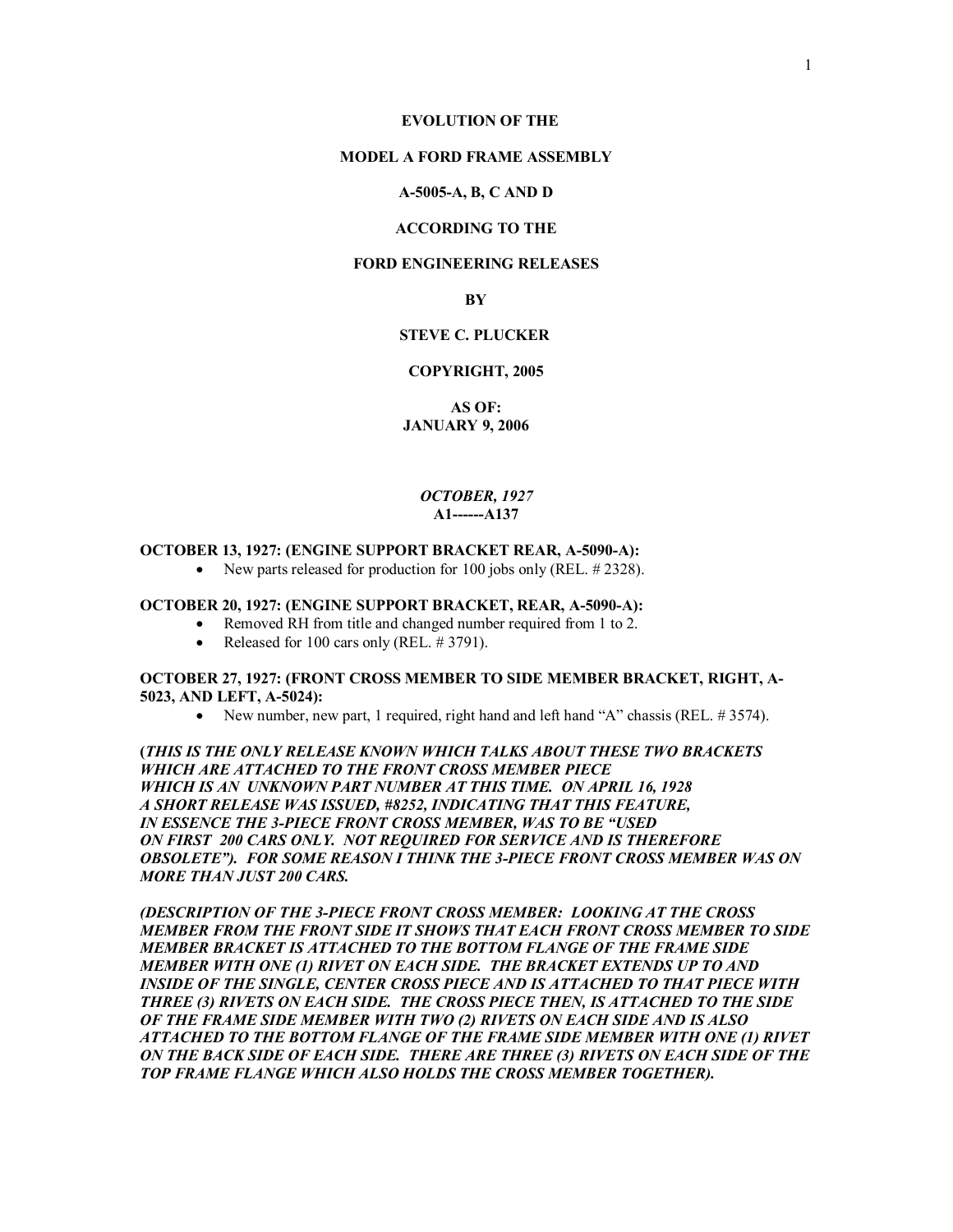# EVOLUTION OF THE

# MODEL A FORD FRAME ASSEMBLY

# A-5005-A, B, C AND D

# ACCORDING TO THE

# FORD ENGINEERING RELEASES

**BY**

**STEVE C. PLUCKER**

**COPYRIGHT, 2005**

**AS OF:**
**JANUARY 9, 2006**

## *OCTOBER, 1927*
## A1------A137

**OCTOBER 13, 1927: (ENGINE SUPPORT BRACKET REAR, A-5090-A):**

- New parts released for production for 100 jobs only (REL. # 2328).

**OCTOBER 20, 1927: (ENGINE SUPPORT BRACKET, REAR, A-5090-A):**

- Removed RH from title and changed number required from 1 to 2.
- Released for 100 cars only (REL. # 3791).

**OCTOBER 27, 1927: (FRONT CROSS MEMBER TO SIDE MEMBER BRACKET, RIGHT, A-5023, AND LEFT, A-5024):**

- New number, new part, 1 required, right hand and left hand "A" chassis (REL. # 3574).

***(THIS IS THE ONLY RELEASE KNOWN WHICH TALKS ABOUT THESE TWO BRACKETS WHICH ARE ATTACHED TO THE FRONT CROSS MEMBER PIECE WHICH IS AN UNKNOWN PART NUMBER AT THIS TIME. ON APRIL 16, 1928 A SHORT RELEASE WAS ISSUED, #8252, INDICATING THAT THIS FEATURE, IN ESSENCE THE 3-PIECE FRONT CROSS MEMBER, WAS TO BE "USED ON FIRST 200 CARS ONLY. NOT REQUIRED FOR SERVICE AND IS THEREFORE OBSOLETE"). FOR SOME REASON I THINK THE 3-PIECE FRONT CROSS MEMBER WAS ON MORE THAN JUST 200 CARS.***

***(DESCRIPTION OF THE 3-PIECE FRONT CROSS MEMBER: LOOKING AT THE CROSS MEMBER FROM THE FRONT SIDE IT SHOWS THAT EACH FRONT CROSS MEMBER TO SIDE MEMBER BRACKET IS ATTACHED TO THE BOTTOM FLANGE OF THE FRAME SIDE MEMBER WITH ONE (1) RIVET ON EACH SIDE. THE BRACKET EXTENDS UP TO AND INSIDE OF THE SINGLE, CENTER CROSS PIECE AND IS ATTACHED TO THAT PIECE WITH THREE (3) RIVETS ON EACH SIDE. THE CROSS PIECE THEN, IS ATTACHED TO THE SIDE OF THE FRAME SIDE MEMBER WITH TWO (2) RIVETS ON EACH SIDE AND IS ALSO ATTACHED TO THE BOTTOM FLANGE OF THE FRAME SIDE MEMBER WITH ONE (1) RIVET ON THE BACK SIDE OF EACH SIDE. THERE ARE THREE (3) RIVETS ON EACH SIDE OF THE TOP FRAME FLANGE WHICH ALSO HOLDS THE CROSS MEMBER TOGETHER).***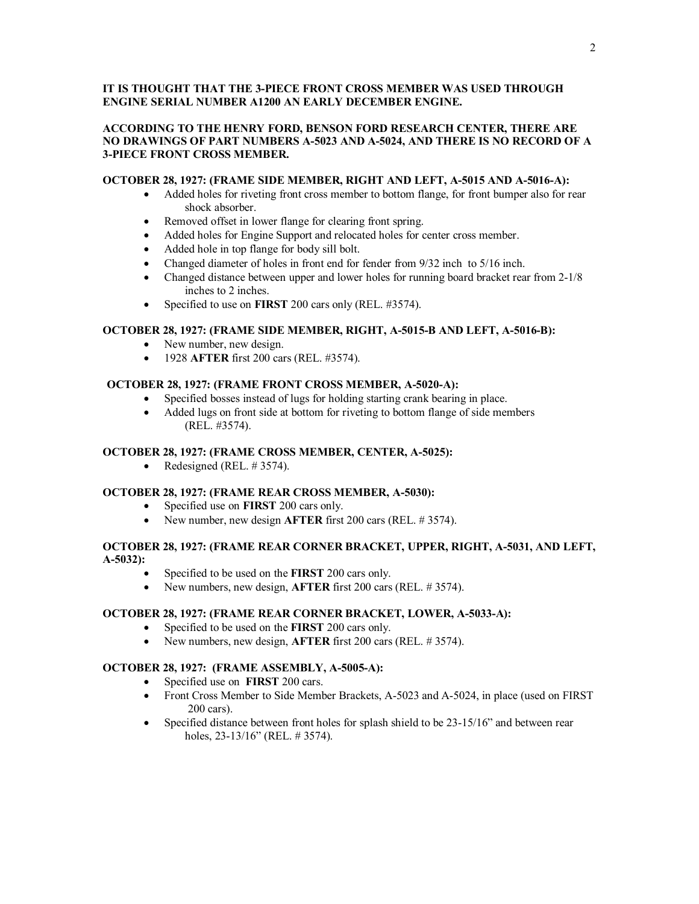**IT IS THOUGHT THAT THE 3-PIECE FRONT CROSS MEMBER WAS USED THROUGH ENGINE SERIAL NUMBER A1200 AN EARLY DECEMBER ENGINE.**

**ACCORDING TO THE HENRY FORD, BENSON FORD RESEARCH CENTER, THERE ARE NO DRAWINGS OF PART NUMBERS A-5023 AND A-5024, AND THERE IS NO RECORD OF A 3-PIECE FRONT CROSS MEMBER.**

**OCTOBER 28, 1927: (FRAME SIDE MEMBER, RIGHT AND LEFT, A-5015 AND A-5016-A):**

- Added holes for riveting front cross member to bottom flange, for front bumper also for rear shock absorber.
- Removed offset in lower flange for clearing front spring.
- Added holes for Engine Support and relocated holes for center cross member.
- Added hole in top flange for body sill bolt.
- Changed diameter of holes in front end for fender from 9/32 inch to 5/16 inch.
- Changed distance between upper and lower holes for running board bracket rear from 2-1/8 inches to 2 inches.
- Specified to use on **FIRST** 200 cars only (REL. #3574).

**OCTOBER 28, 1927: (FRAME SIDE MEMBER, RIGHT, A-5015-B AND LEFT, A-5016-B):**

- New number, new design.
- 1928 **AFTER** first 200 cars (REL. #3574).

**OCTOBER 28, 1927: (FRAME FRONT CROSS MEMBER, A-5020-A):**

- Specified bosses instead of lugs for holding starting crank bearing in place.
- Added lugs on front side at bottom for riveting to bottom flange of side members (REL. #3574).

**OCTOBER 28, 1927: (FRAME CROSS MEMBER, CENTER, A-5025):**

- Redesigned (REL. # 3574).

**OCTOBER 28, 1927: (FRAME REAR CROSS MEMBER, A-5030):**

- Specified use on **FIRST** 200 cars only.
- New number, new design **AFTER** first 200 cars (REL. # 3574).

**OCTOBER 28, 1927: (FRAME REAR CORNER BRACKET, UPPER, RIGHT, A-5031, AND LEFT, A-5032):**

- Specified to be used on the **FIRST** 200 cars only.
- New numbers, new design, **AFTER** first 200 cars (REL. # 3574).

**OCTOBER 28, 1927: (FRAME REAR CORNER BRACKET, LOWER, A-5033-A):**

- Specified to be used on the **FIRST** 200 cars only.
- New numbers, new design, **AFTER** first 200 cars (REL. # 3574).

**OCTOBER 28, 1927: (FRAME ASSEMBLY, A-5005-A):**

- Specified use on **FIRST** 200 cars.
- Front Cross Member to Side Member Brackets, A-5023 and A-5024, in place (used on FIRST 200 cars).
- Specified distance between front holes for splash shield to be 23-15/16" and between rear holes, 23-13/16" (REL. # 3574).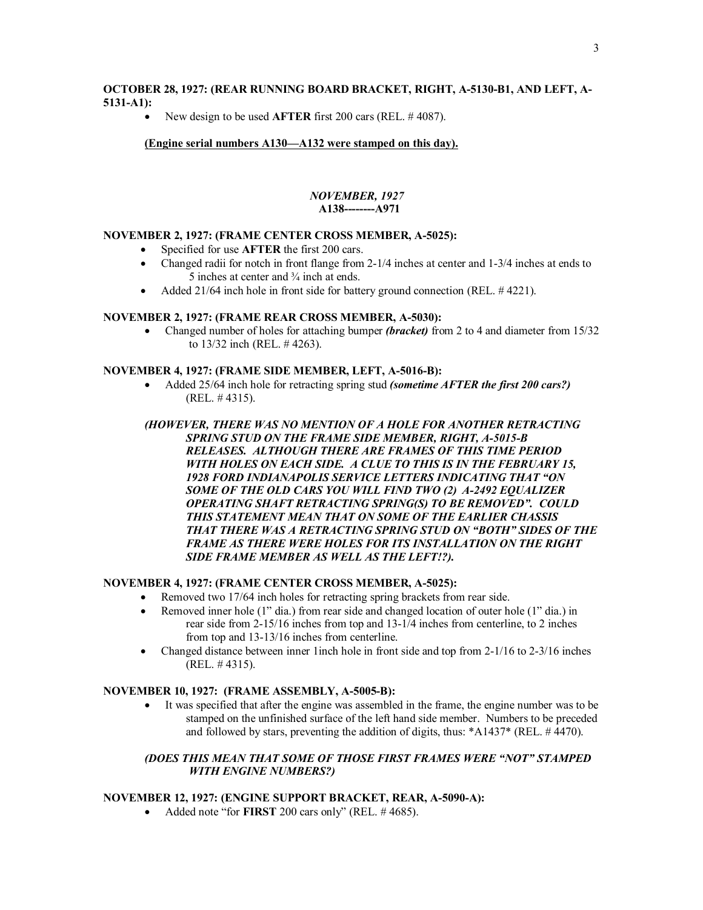**OCTOBER 28, 1927: (REAR RUNNING BOARD BRACKET, RIGHT, A-5130-B1, AND LEFT, A-5131-A1):**

- New design to be used **AFTER** first 200 cars (REL. # 4087).

**(Engine serial numbers A130—A132 were stamped on this day).**

## *NOVEMBER, 1927*
**A138--------A971**

**NOVEMBER 2, 1927: (FRAME CENTER CROSS MEMBER, A-5025):**

- Specified for use **AFTER** the first 200 cars.
- Changed radii for notch in front flange from 2-1/4 inches at center and 1-3/4 inches at ends to 5 inches at center and ¾ inch at ends.
- Added 21/64 inch hole in front side for battery ground connection (REL. # 4221).

**NOVEMBER 2, 1927: (FRAME REAR CROSS MEMBER, A-5030):**

- Changed number of holes for attaching bumper ***(bracket)*** from 2 to 4 and diameter from 15/32 to 13/32 inch (REL. # 4263).

**NOVEMBER 4, 1927: (FRAME SIDE MEMBER, LEFT, A-5016-B):**

- Added 25/64 inch hole for retracting spring stud ***(sometime AFTER the first 200 cars?)*** (REL. # 4315).

***(HOWEVER, THERE WAS NO MENTION OF A HOLE FOR ANOTHER RETRACTING SPRING STUD ON THE FRAME SIDE MEMBER, RIGHT, A-5015-B RELEASES. ALTHOUGH THERE ARE FRAMES OF THIS TIME PERIOD WITH HOLES ON EACH SIDE. A CLUE TO THIS IS IN THE FEBRUARY 15, 1928 FORD INDIANAPOLIS SERVICE LETTERS INDICATING THAT "ON SOME OF THE OLD CARS YOU WILL FIND TWO (2) A-2492 EQUALIZER OPERATING SHAFT RETRACTING SPRING(S) TO BE REMOVED". COULD THIS STATEMENT MEAN THAT ON SOME OF THE EARLIER CHASSIS THAT THERE WAS A RETRACTING SPRING STUD ON "BOTH" SIDES OF THE FRAME AS THERE WERE HOLES FOR ITS INSTALLATION ON THE RIGHT SIDE FRAME MEMBER AS WELL AS THE LEFT!?).***

**NOVEMBER 4, 1927: (FRAME CENTER CROSS MEMBER, A-5025):**

- Removed two 17/64 inch holes for retracting spring brackets from rear side.
- Removed inner hole (1" dia.) from rear side and changed location of outer hole (1" dia.) in rear side from 2-15/16 inches from top and 13-1/4 inches from centerline, to 2 inches from top and 13-13/16 inches from centerline.
- Changed distance between inner 1inch hole in front side and top from 2-1/16 to 2-3/16 inches (REL. # 4315).

**NOVEMBER 10, 1927: (FRAME ASSEMBLY, A-5005-B):**

- It was specified that after the engine was assembled in the frame, the engine number was to be stamped on the unfinished surface of the left hand side member. Numbers to be preceded and followed by stars, preventing the addition of digits, thus: *A1437* (REL. # 4470).

***(DOES THIS MEAN THAT SOME OF THOSE FIRST FRAMES WERE "NOT" STAMPED WITH ENGINE NUMBERS?)***

**NOVEMBER 12, 1927: (ENGINE SUPPORT BRACKET, REAR, A-5090-A):**

- Added note "for **FIRST** 200 cars only" (REL. # 4685).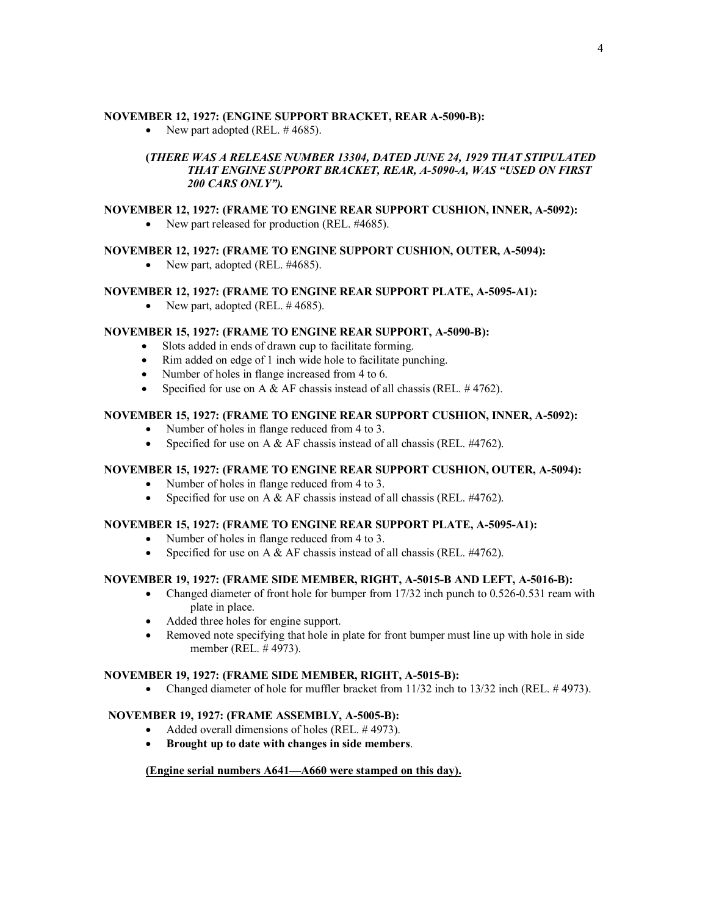**NOVEMBER 12, 1927: (ENGINE SUPPORT BRACKET, REAR A-5090-B):**

- New part adopted (REL. # 4685).

**(*THERE WAS A RELEASE NUMBER 13304, DATED JUNE 24, 1929 THAT STIPULATED THAT ENGINE SUPPORT BRACKET, REAR, A-5090-A, WAS "USED ON FIRST 200 CARS ONLY")*.**

**NOVEMBER 12, 1927: (FRAME TO ENGINE REAR SUPPORT CUSHION, INNER, A-5092):**

- New part released for production (REL. #4685).

**NOVEMBER 12, 1927: (FRAME TO ENGINE SUPPORT CUSHION, OUTER, A-5094):**

- New part, adopted (REL. #4685).

**NOVEMBER 12, 1927: (FRAME TO ENGINE REAR SUPPORT PLATE, A-5095-A1):**

- New part, adopted (REL. # 4685).

**NOVEMBER 15, 1927: (FRAME TO ENGINE REAR SUPPORT, A-5090-B):**

- Slots added in ends of drawn cup to facilitate forming.
- Rim added on edge of 1 inch wide hole to facilitate punching.
- Number of holes in flange increased from 4 to 6.
- Specified for use on A & AF chassis instead of all chassis (REL. # 4762).

**NOVEMBER 15, 1927: (FRAME TO ENGINE REAR SUPPORT CUSHION, INNER, A-5092):**

- Number of holes in flange reduced from 4 to 3.
- Specified for use on A & AF chassis instead of all chassis (REL. #4762).

**NOVEMBER 15, 1927: (FRAME TO ENGINE REAR SUPPORT CUSHION, OUTER, A-5094):**

- Number of holes in flange reduced from 4 to 3.
- Specified for use on A & AF chassis instead of all chassis (REL. #4762).

**NOVEMBER 15, 1927: (FRAME TO ENGINE REAR SUPPORT PLATE, A-5095-A1):**

- Number of holes in flange reduced from 4 to 3.
- Specified for use on A & AF chassis instead of all chassis (REL. #4762).

**NOVEMBER 19, 1927: (FRAME SIDE MEMBER, RIGHT, A-5015-B AND LEFT, A-5016-B):**

- Changed diameter of front hole for bumper from 17/32 inch punch to 0.526-0.531 ream with plate in place.
- Added three holes for engine support.
- Removed note specifying that hole in plate for front bumper must line up with hole in side member (REL. # 4973).

**NOVEMBER 19, 1927: (FRAME SIDE MEMBER, RIGHT, A-5015-B):**

- Changed diameter of hole for muffler bracket from 11/32 inch to 13/32 inch (REL. # 4973).

**NOVEMBER 19, 1927: (FRAME ASSEMBLY, A-5005-B):**

- Added overall dimensions of holes (REL. # 4973).
- **Brought up to date with changes in side members**.

**<u>(Engine serial numbers A641—A660 were stamped on this day).</u>**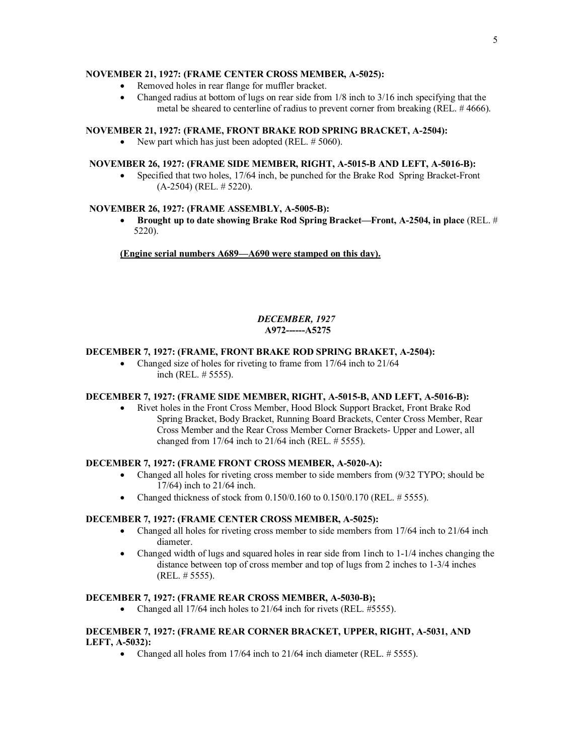**NOVEMBER 21, 1927: (FRAME CENTER CROSS MEMBER, A-5025):**

- Removed holes in rear flange for muffler bracket.
- Changed radius at bottom of lugs on rear side from 1/8 inch to 3/16 inch specifying that the metal be sheared to centerline of radius to prevent corner from breaking (REL. # 4666).

**NOVEMBER 21, 1927: (FRAME, FRONT BRAKE ROD SPRING BRACKET, A-2504):**

- New part which has just been adopted (REL. # 5060).

**NOVEMBER 26, 1927: (FRAME SIDE MEMBER, RIGHT, A-5015-B AND LEFT, A-5016-B):**

- Specified that two holes, 17/64 inch, be punched for the Brake Rod Spring Bracket-Front (A-2504) (REL. # 5220).

**NOVEMBER 26, 1927: (FRAME ASSEMBLY, A-5005-B):**

- **Brought up to date showing Brake Rod Spring Bracket—Front, A-2504, in place** (REL. # 5220).

**(Engine serial numbers A689—A690 were stamped on this day).**

***DECEMBER, 1927***
**A972------A5275**

**DECEMBER 7, 1927: (FRAME, FRONT BRAKE ROD SPRING BRAKET, A-2504):**

- Changed size of holes for riveting to frame from 17/64 inch to 21/64 inch (REL. # 5555).

**DECEMBER 7, 1927: (FRAME SIDE MEMBER, RIGHT, A-5015-B, AND LEFT, A-5016-B):**

- Rivet holes in the Front Cross Member, Hood Block Support Bracket, Front Brake Rod Spring Bracket, Body Bracket, Running Board Brackets, Center Cross Member, Rear Cross Member and the Rear Cross Member Corner Brackets- Upper and Lower, all changed from 17/64 inch to 21/64 inch (REL. # 5555).

**DECEMBER 7, 1927: (FRAME FRONT CROSS MEMBER, A-5020-A):**

- Changed all holes for riveting cross member to side members from (9/32 TYPO; should be 17/64) inch to 21/64 inch.
- Changed thickness of stock from 0.150/0.160 to 0.150/0.170 (REL. # 5555).

**DECEMBER 7, 1927: (FRAME CENTER CROSS MEMBER, A-5025):**

- Changed all holes for riveting cross member to side members from 17/64 inch to 21/64 inch diameter.
- Changed width of lugs and squared holes in rear side from 1inch to 1-1/4 inches changing the distance between top of cross member and top of lugs from 2 inches to 1-3/4 inches (REL. # 5555).

**DECEMBER 7, 1927: (FRAME REAR CROSS MEMBER, A-5030-B);**

- Changed all 17/64 inch holes to 21/64 inch for rivets (REL. #5555).

**DECEMBER 7, 1927: (FRAME REAR CORNER BRACKET, UPPER, RIGHT, A-5031, AND LEFT, A-5032):**

- Changed all holes from 17/64 inch to 21/64 inch diameter (REL. # 5555).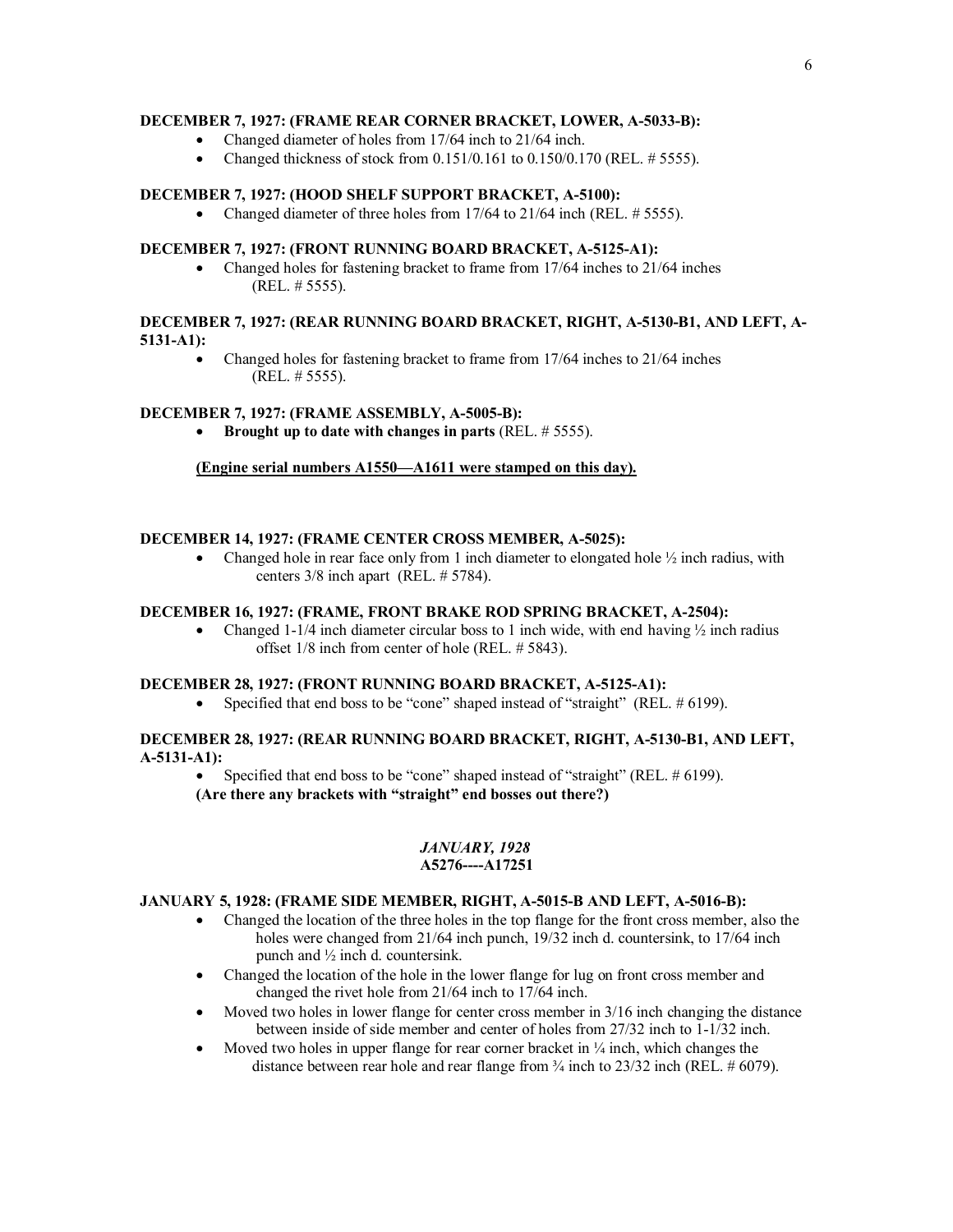**DECEMBER 7, 1927: (FRAME REAR CORNER BRACKET, LOWER, A-5033-B):**

- Changed diameter of holes from 17/64 inch to 21/64 inch.
- Changed thickness of stock from 0.151/0.161 to 0.150/0.170 (REL. # 5555).

**DECEMBER 7, 1927: (HOOD SHELF SUPPORT BRACKET, A-5100):**

- Changed diameter of three holes from 17/64 to 21/64 inch (REL. # 5555).

**DECEMBER 7, 1927: (FRONT RUNNING BOARD BRACKET, A-5125-A1):**

- Changed holes for fastening bracket to frame from 17/64 inches to 21/64 inches (REL. # 5555).

**DECEMBER 7, 1927: (REAR RUNNING BOARD BRACKET, RIGHT, A-5130-B1, AND LEFT, A-5131-A1):**

- Changed holes for fastening bracket to frame from 17/64 inches to 21/64 inches (REL. # 5555).

**DECEMBER 7, 1927: (FRAME ASSEMBLY, A-5005-B):**

- **Brought up to date with changes in parts** (REL. # 5555).

**(Engine serial numbers A1550—A1611 were stamped on this day).**

**DECEMBER 14, 1927: (FRAME CENTER CROSS MEMBER, A-5025):**

- Changed hole in rear face only from 1 inch diameter to elongated hole ½ inch radius, with centers 3/8 inch apart (REL. # 5784).

**DECEMBER 16, 1927: (FRAME, FRONT BRAKE ROD SPRING BRACKET, A-2504):**

- Changed 1-1/4 inch diameter circular boss to 1 inch wide, with end having ½ inch radius offset 1/8 inch from center of hole (REL. # 5843).

**DECEMBER 28, 1927: (FRONT RUNNING BOARD BRACKET, A-5125-A1):**

- Specified that end boss to be "cone" shaped instead of "straight" (REL. # 6199).

**DECEMBER 28, 1927: (REAR RUNNING BOARD BRACKET, RIGHT, A-5130-B1, AND LEFT, A-5131-A1):**

- Specified that end boss to be "cone" shaped instead of "straight" (REL. # 6199).

**(Are there any brackets with "straight" end bosses out there?)**

***JANUARY, 1928***
**A5276----A17251**

**JANUARY 5, 1928: (FRAME SIDE MEMBER, RIGHT, A-5015-B AND LEFT, A-5016-B):**

- Changed the location of the three holes in the top flange for the front cross member, also the holes were changed from 21/64 inch punch, 19/32 inch d. countersink, to 17/64 inch punch and ½ inch d. countersink.
- Changed the location of the hole in the lower flange for lug on front cross member and changed the rivet hole from 21/64 inch to 17/64 inch.
- Moved two holes in lower flange for center cross member in 3/16 inch changing the distance between inside of side member and center of holes from 27/32 inch to 1-1/32 inch.
- Moved two holes in upper flange for rear corner bracket in ¼ inch, which changes the distance between rear hole and rear flange from ¾ inch to 23/32 inch (REL. # 6079).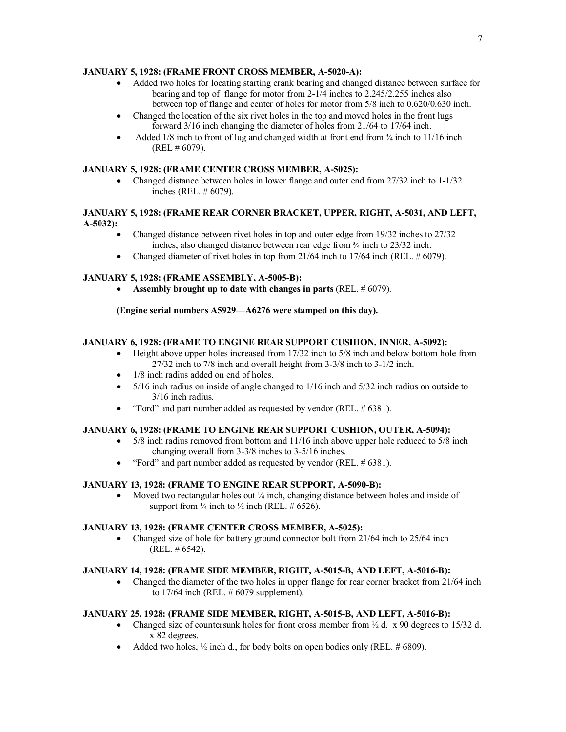**JANUARY 5, 1928: (FRAME FRONT CROSS MEMBER, A-5020-A):**

- Added two holes for locating starting crank bearing and changed distance between surface for bearing and top of flange for motor from 2-1/4 inches to 2.245/2.255 inches also between top of flange and center of holes for motor from 5/8 inch to 0.620/0.630 inch.
- Changed the location of the six rivet holes in the top and moved holes in the front lugs forward 3/16 inch changing the diameter of holes from 21/64 to 17/64 inch.
- Added 1/8 inch to front of lug and changed width at front end from ¾ inch to 11/16 inch (REL # 6079).

**JANUARY 5, 1928: (FRAME CENTER CROSS MEMBER, A-5025):**

- Changed distance between holes in lower flange and outer end from 27/32 inch to 1-1/32 inches (REL. # 6079).

**JANUARY 5, 1928: (FRAME REAR CORNER BRACKET, UPPER, RIGHT, A-5031, AND LEFT, A-5032):**

- Changed distance between rivet holes in top and outer edge from 19/32 inches to 27/32 inches, also changed distance between rear edge from ¾ inch to 23/32 inch.
- Changed diameter of rivet holes in top from 21/64 inch to 17/64 inch (REL. # 6079).

**JANUARY 5, 1928: (FRAME ASSEMBLY, A-5005-B):**

- **Assembly brought up to date with changes in parts** (REL. # 6079).

**(Engine serial numbers A5929—A6276 were stamped on this day).**

**JANUARY 6, 1928: (FRAME TO ENGINE REAR SUPPORT CUSHION, INNER, A-5092):**

- Height above upper holes increased from 17/32 inch to 5/8 inch and below bottom hole from 27/32 inch to 7/8 inch and overall height from 3-3/8 inch to 3-1/2 inch.
- 1/8 inch radius added on end of holes.
- 5/16 inch radius on inside of angle changed to 1/16 inch and 5/32 inch radius on outside to 3/16 inch radius.
- "Ford" and part number added as requested by vendor (REL. # 6381).

**JANUARY 6, 1928: (FRAME TO ENGINE REAR SUPPORT CUSHION, OUTER, A-5094):**

- 5/8 inch radius removed from bottom and 11/16 inch above upper hole reduced to 5/8 inch changing overall from 3-3/8 inches to 3-5/16 inches.
- "Ford" and part number added as requested by vendor (REL. # 6381).

**JANUARY 13, 1928: (FRAME TO ENGINE REAR SUPPORT, A-5090-B):**

- Moved two rectangular holes out ¼ inch, changing distance between holes and inside of support from ¼ inch to ½ inch (REL. # 6526).

**JANUARY 13, 1928: (FRAME CENTER CROSS MEMBER, A-5025):**

- Changed size of hole for battery ground connector bolt from 21/64 inch to 25/64 inch (REL. # 6542).

**JANUARY 14, 1928: (FRAME SIDE MEMBER, RIGHT, A-5015-B, AND LEFT, A-5016-B):**

- Changed the diameter of the two holes in upper flange for rear corner bracket from 21/64 inch to 17/64 inch (REL. # 6079 supplement).

**JANUARY 25, 1928: (FRAME SIDE MEMBER, RIGHT, A-5015-B, AND LEFT, A-5016-B):**

- Changed size of countersunk holes for front cross member from ½ d. x 90 degrees to 15/32 d. x 82 degrees.
- Added two holes, ½ inch d., for body bolts on open bodies only (REL. # 6809).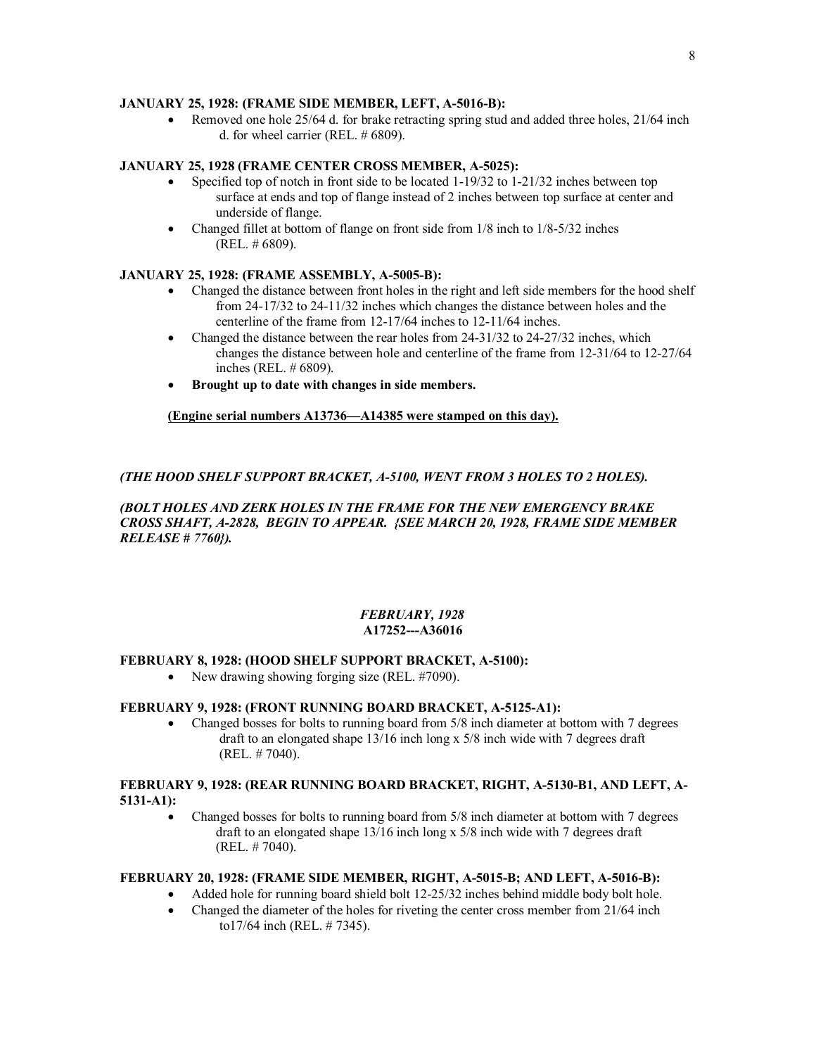**JANUARY 25, 1928: (FRAME SIDE MEMBER, LEFT, A-5016-B):**

- Removed one hole 25/64 d. for brake retracting spring stud and added three holes, 21/64 inch d. for wheel carrier (REL. # 6809).

**JANUARY 25, 1928 (FRAME CENTER CROSS MEMBER, A-5025):**

- Specified top of notch in front side to be located 1-19/32 to 1-21/32 inches between top surface at ends and top of flange instead of 2 inches between top surface at center and underside of flange.
- Changed fillet at bottom of flange on front side from 1/8 inch to 1/8-5/32 inches (REL. # 6809).

**JANUARY 25, 1928: (FRAME ASSEMBLY, A-5005-B):**

- Changed the distance between front holes in the right and left side members for the hood shelf from 24-17/32 to 24-11/32 inches which changes the distance between holes and the centerline of the frame from 12-17/64 inches to 12-11/64 inches.
- Changed the distance between the rear holes from 24-31/32 to 24-27/32 inches, which changes the distance between hole and centerline of the frame from 12-31/64 to 12-27/64 inches (REL. # 6809).
- **Brought up to date with changes in side members.**

**<u>(Engine serial numbers A13736—A14385 were stamped on this day).</u>**

***(THE HOOD SHELF SUPPORT BRACKET, A-5100, WENT FROM 3 HOLES TO 2 HOLES).***

***(BOLT HOLES AND ZERK HOLES IN THE FRAME FOR THE NEW EMERGENCY BRAKE CROSS SHAFT, A-2828, BEGIN TO APPEAR. {SEE MARCH 20, 1928, FRAME SIDE MEMBER RELEASE # 7760}).***

***FEBRUARY, 1928***
**A17252---A36016**

**FEBRUARY 8, 1928: (HOOD SHELF SUPPORT BRACKET, A-5100):**

- New drawing showing forging size (REL. #7090).

**FEBRUARY 9, 1928: (FRONT RUNNING BOARD BRACKET, A-5125-A1):**

- Changed bosses for bolts to running board from 5/8 inch diameter at bottom with 7 degrees draft to an elongated shape 13/16 inch long x 5/8 inch wide with 7 degrees draft (REL. # 7040).

**FEBRUARY 9, 1928: (REAR RUNNING BOARD BRACKET, RIGHT, A-5130-B1, AND LEFT, A-5131-A1):**

- Changed bosses for bolts to running board from 5/8 inch diameter at bottom with 7 degrees draft to an elongated shape 13/16 inch long x 5/8 inch wide with 7 degrees draft (REL. # 7040).

**FEBRUARY 20, 1928: (FRAME SIDE MEMBER, RIGHT, A-5015-B; AND LEFT, A-5016-B):**

- Added hole for running board shield bolt 12-25/32 inches behind middle body bolt hole.
- Changed the diameter of the holes for riveting the center cross member from 21/64 inch to17/64 inch (REL. # 7345).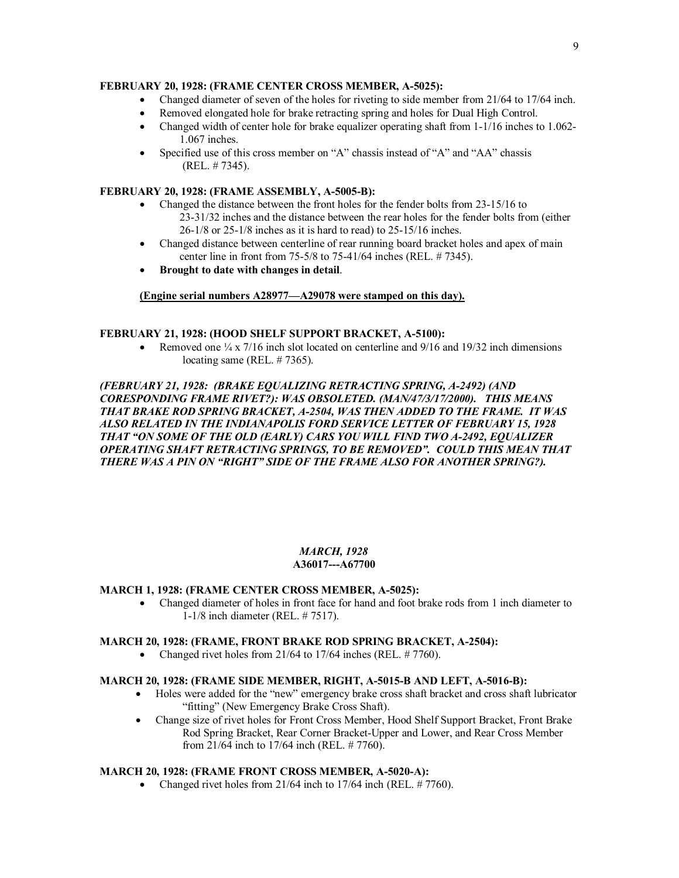**FEBRUARY 20, 1928: (FRAME CENTER CROSS MEMBER, A-5025):**

- Changed diameter of seven of the holes for riveting to side member from 21/64 to 17/64 inch.
- Removed elongated hole for brake retracting spring and holes for Dual High Control.
- Changed width of center hole for brake equalizer operating shaft from 1-1/16 inches to 1.062-1.067 inches.
- Specified use of this cross member on "A" chassis instead of "A" and "AA" chassis (REL. # 7345).

**FEBRUARY 20, 1928: (FRAME ASSEMBLY, A-5005-B):**

- Changed the distance between the front holes for the fender bolts from 23-15/16 to 23-31/32 inches and the distance between the rear holes for the fender bolts from (either 26-1/8 or 25-1/8 inches as it is hard to read) to 25-15/16 inches.
- Changed distance between centerline of rear running board bracket holes and apex of main center line in front from 75-5/8 to 75-41/64 inches (REL. # 7345).
- **Brought to date with changes in detail**.

**(Engine serial numbers A28977—A29078 were stamped on this day).**

**FEBRUARY 21, 1928: (HOOD SHELF SUPPORT BRACKET, A-5100):**

- Removed one ¼ x 7/16 inch slot located on centerline and 9/16 and 19/32 inch dimensions locating same (REL. # 7365).

***(FEBRUARY 21, 1928: (BRAKE EQUALIZING RETRACTING SPRING, A-2492) (AND CORESPONDING FRAME RIVET?): WAS OBSOLETED. (MAN/47/3/17/2000). THIS MEANS THAT BRAKE ROD SPRING BRACKET, A-2504, WAS THEN ADDED TO THE FRAME. IT WAS ALSO RELATED IN THE INDIANAPOLIS FORD SERVICE LETTER OF FEBRUARY 15, 1928 THAT "ON SOME OF THE OLD (EARLY) CARS YOU WILL FIND TWO A-2492, EQUALIZER OPERATING SHAFT RETRACTING SPRINGS, TO BE REMOVED". COULD THIS MEAN THAT THERE WAS A PIN ON "RIGHT" SIDE OF THE FRAME ALSO FOR ANOTHER SPRING?).***

## *MARCH, 1928*
## A36017---A67700

**MARCH 1, 1928: (FRAME CENTER CROSS MEMBER, A-5025):**

- Changed diameter of holes in front face for hand and foot brake rods from 1 inch diameter to 1-1/8 inch diameter (REL. # 7517).

**MARCH 20, 1928: (FRAME, FRONT BRAKE ROD SPRING BRACKET, A-2504):**

- Changed rivet holes from 21/64 to 17/64 inches (REL. # 7760).

**MARCH 20, 1928: (FRAME SIDE MEMBER, RIGHT, A-5015-B AND LEFT, A-5016-B):**

- Holes were added for the "new" emergency brake cross shaft bracket and cross shaft lubricator "fitting" (New Emergency Brake Cross Shaft).
- Change size of rivet holes for Front Cross Member, Hood Shelf Support Bracket, Front Brake Rod Spring Bracket, Rear Corner Bracket-Upper and Lower, and Rear Cross Member from 21/64 inch to 17/64 inch (REL. # 7760).

**MARCH 20, 1928: (FRAME FRONT CROSS MEMBER, A-5020-A):**

- Changed rivet holes from 21/64 inch to 17/64 inch (REL. # 7760).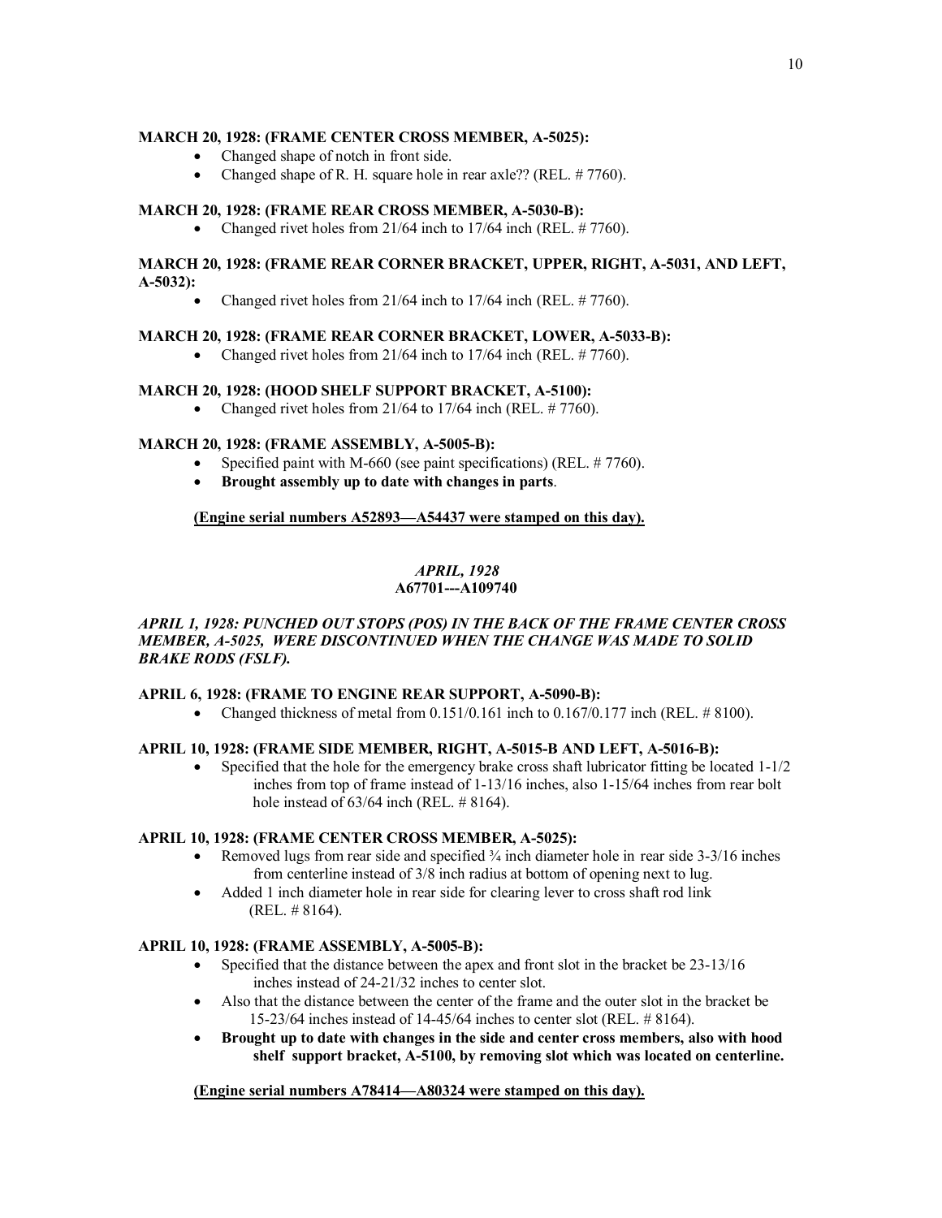**MARCH 20, 1928: (FRAME CENTER CROSS MEMBER, A-5025):**

- Changed shape of notch in front side.
- Changed shape of R. H. square hole in rear axle?? (REL. # 7760).

**MARCH 20, 1928: (FRAME REAR CROSS MEMBER, A-5030-B):**

- Changed rivet holes from 21/64 inch to 17/64 inch (REL. # 7760).

**MARCH 20, 1928: (FRAME REAR CORNER BRACKET, UPPER, RIGHT, A-5031, AND LEFT, A-5032):**

- Changed rivet holes from 21/64 inch to 17/64 inch (REL. # 7760).

**MARCH 20, 1928: (FRAME REAR CORNER BRACKET, LOWER, A-5033-B):**

- Changed rivet holes from 21/64 inch to 17/64 inch (REL. # 7760).

**MARCH 20, 1928: (HOOD SHELF SUPPORT BRACKET, A-5100):**

- Changed rivet holes from 21/64 to 17/64 inch (REL. # 7760).

**MARCH 20, 1928: (FRAME ASSEMBLY, A-5005-B):**

- Specified paint with M-660 (see paint specifications) (REL. # 7760).
- **Brought assembly up to date with changes in parts**.

<u>**(Engine serial numbers A52893—A54437 were stamped on this day).**</u>

***APRIL, 1928***
**A67701---A109740**

***APRIL 1, 1928: PUNCHED OUT STOPS (POS) IN THE BACK OF THE FRAME CENTER CROSS MEMBER, A-5025, WERE DISCONTINUED WHEN THE CHANGE WAS MADE TO SOLID BRAKE RODS (FSLF).***

**APRIL 6, 1928: (FRAME TO ENGINE REAR SUPPORT, A-5090-B):**

- Changed thickness of metal from 0.151/0.161 inch to 0.167/0.177 inch (REL. # 8100).

**APRIL 10, 1928: (FRAME SIDE MEMBER, RIGHT, A-5015-B AND LEFT, A-5016-B):**

- Specified that the hole for the emergency brake cross shaft lubricator fitting be located 1-1/2 inches from top of frame instead of 1-13/16 inches, also 1-15/64 inches from rear bolt hole instead of 63/64 inch (REL. # 8164).

**APRIL 10, 1928: (FRAME CENTER CROSS MEMBER, A-5025):**

- Removed lugs from rear side and specified ¾ inch diameter hole in rear side 3-3/16 inches from centerline instead of 3/8 inch radius at bottom of opening next to lug.
- Added 1 inch diameter hole in rear side for clearing lever to cross shaft rod link (REL. # 8164).

**APRIL 10, 1928: (FRAME ASSEMBLY, A-5005-B):**

- Specified that the distance between the apex and front slot in the bracket be 23-13/16 inches instead of 24-21/32 inches to center slot.
- Also that the distance between the center of the frame and the outer slot in the bracket be 15-23/64 inches instead of 14-45/64 inches to center slot (REL. # 8164).
- **Brought up to date with changes in the side and center cross members, also with hood shelf support bracket, A-5100, by removing slot which was located on centerline.**

<u>**(Engine serial numbers A78414—A80324 were stamped on this day).**</u>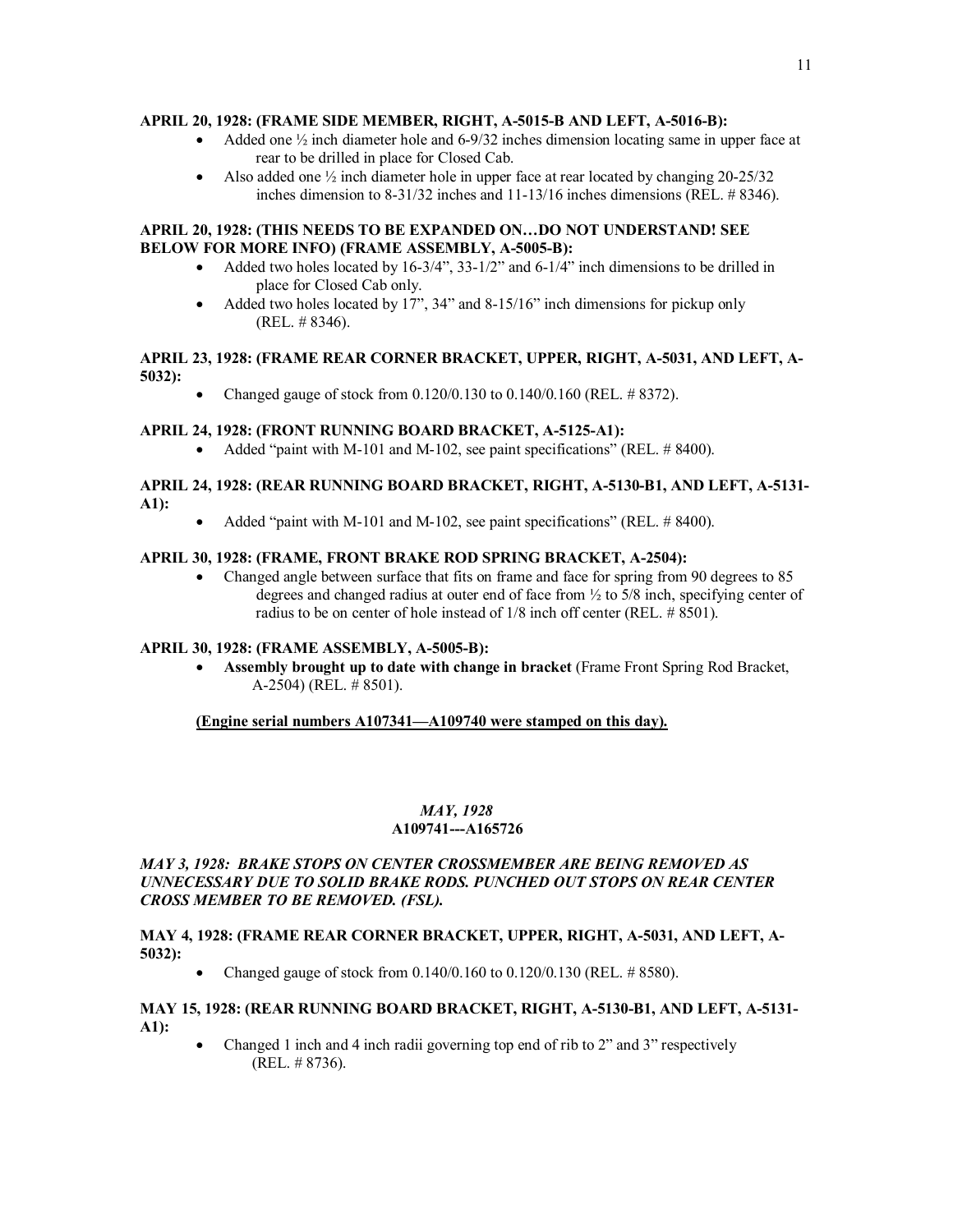**APRIL 20, 1928: (FRAME SIDE MEMBER, RIGHT, A-5015-B AND LEFT, A-5016-B):**

- Added one ½ inch diameter hole and 6-9/32 inches dimension locating same in upper face at rear to be drilled in place for Closed Cab.
- Also added one ½ inch diameter hole in upper face at rear located by changing 20-25/32 inches dimension to 8-31/32 inches and 11-13/16 inches dimensions (REL. # 8346).

**APRIL 20, 1928: (THIS NEEDS TO BE EXPANDED ON…DO NOT UNDERSTAND! SEE BELOW FOR MORE INFO) (FRAME ASSEMBLY, A-5005-B):**

- Added two holes located by 16-3/4", 33-1/2" and 6-1/4" inch dimensions to be drilled in place for Closed Cab only.
- Added two holes located by 17", 34" and 8-15/16" inch dimensions for pickup only (REL. # 8346).

**APRIL 23, 1928: (FRAME REAR CORNER BRACKET, UPPER, RIGHT, A-5031, AND LEFT, A-5032):**

- Changed gauge of stock from 0.120/0.130 to 0.140/0.160 (REL. # 8372).

**APRIL 24, 1928: (FRONT RUNNING BOARD BRACKET, A-5125-A1):**

- Added "paint with M-101 and M-102, see paint specifications" (REL. # 8400).

**APRIL 24, 1928: (REAR RUNNING BOARD BRACKET, RIGHT, A-5130-B1, AND LEFT, A-5131-A1):**

- Added "paint with M-101 and M-102, see paint specifications" (REL. # 8400).

**APRIL 30, 1928: (FRAME, FRONT BRAKE ROD SPRING BRACKET, A-2504):**

- Changed angle between surface that fits on frame and face for spring from 90 degrees to 85 degrees and changed radius at outer end of face from ½ to 5/8 inch, specifying center of radius to be on center of hole instead of 1/8 inch off center (REL. # 8501).

**APRIL 30, 1928: (FRAME ASSEMBLY, A-5005-B):**

- **Assembly brought up to date with change in bracket** (Frame Front Spring Rod Bracket, A-2504) (REL. # 8501).

**(Engine serial numbers A107341—A109740 were stamped on this day).**

***MAY, 1928***

**A109741---A165726**

***MAY 3, 1928: BRAKE STOPS ON CENTER CROSSMEMBER ARE BEING REMOVED AS UNNECESSARY DUE TO SOLID BRAKE RODS. PUNCHED OUT STOPS ON REAR CENTER CROSS MEMBER TO BE REMOVED. (FSL).***

**MAY 4, 1928: (FRAME REAR CORNER BRACKET, UPPER, RIGHT, A-5031, AND LEFT, A-5032):**

- Changed gauge of stock from 0.140/0.160 to 0.120/0.130 (REL. # 8580).

**MAY 15, 1928: (REAR RUNNING BOARD BRACKET, RIGHT, A-5130-B1, AND LEFT, A-5131-A1):**

- Changed 1 inch and 4 inch radii governing top end of rib to 2" and 3" respectively (REL. # 8736).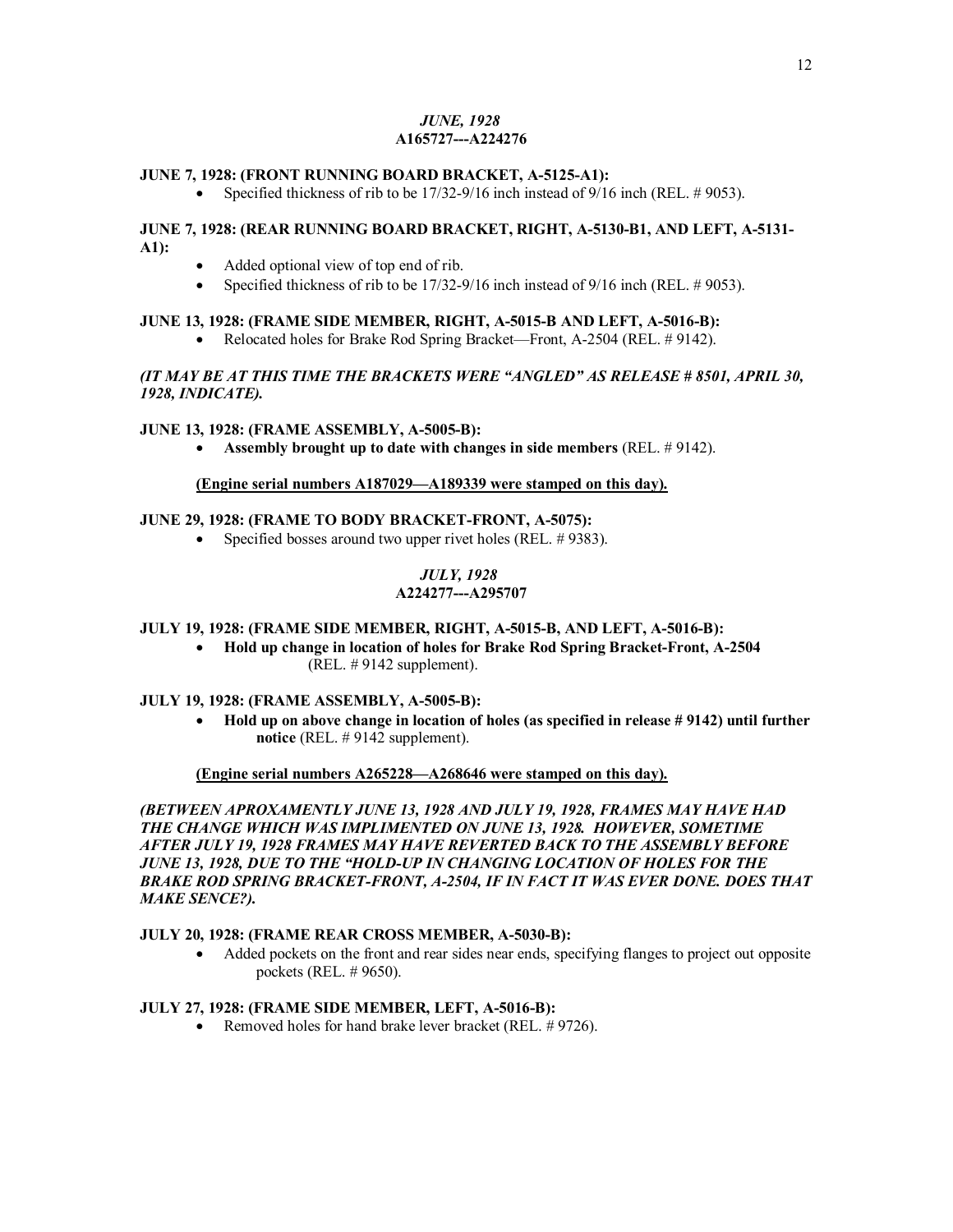***JUNE, 1928***
**A165727---A224276**

**JUNE 7, 1928: (FRONT RUNNING BOARD BRACKET, A-5125-A1):**

- Specified thickness of rib to be 17/32-9/16 inch instead of 9/16 inch (REL. # 9053).

**JUNE 7, 1928: (REAR RUNNING BOARD BRACKET, RIGHT, A-5130-B1, AND LEFT, A-5131-A1):**

- Added optional view of top end of rib.
- Specified thickness of rib to be 17/32-9/16 inch instead of 9/16 inch (REL. # 9053).

**JUNE 13, 1928: (FRAME SIDE MEMBER, RIGHT, A-5015-B AND LEFT, A-5016-B):**

- Relocated holes for Brake Rod Spring Bracket—Front, A-2504 (REL. # 9142).

***(IT MAY BE AT THIS TIME THE BRACKETS WERE "ANGLED" AS RELEASE # 8501, APRIL 30, 1928, INDICATE).***

**JUNE 13, 1928: (FRAME ASSEMBLY, A-5005-B):**

- **Assembly brought up to date with changes in side members** (REL. # 9142).

**(Engine serial numbers A187029—A189339 were stamped on this day).**

**JUNE 29, 1928: (FRAME TO BODY BRACKET-FRONT, A-5075):**

- Specified bosses around two upper rivet holes (REL. # 9383).

***JULY, 1928***
**A224277---A295707**

**JULY 19, 1928: (FRAME SIDE MEMBER, RIGHT, A-5015-B, AND LEFT, A-5016-B):**

- **Hold up change in location of holes for Brake Rod Spring Bracket-Front, A-2504** (REL. # 9142 supplement).

**JULY 19, 1928: (FRAME ASSEMBLY, A-5005-B):**

- **Hold up on above change in location of holes (as specified in release # 9142) until further notice** (REL. # 9142 supplement).

**(Engine serial numbers A265228—A268646 were stamped on this day).**

***(BETWEEN APROXAMENTLY JUNE 13, 1928 AND JULY 19, 1928, FRAMES MAY HAVE HAD THE CHANGE WHICH WAS IMPLIMENTED ON JUNE 13, 1928. HOWEVER, SOMETIME AFTER JULY 19, 1928 FRAMES MAY HAVE REVERTED BACK TO THE ASSEMBLY BEFORE JUNE 13, 1928, DUE TO THE "HOLD-UP IN CHANGING LOCATION OF HOLES FOR THE BRAKE ROD SPRING BRACKET-FRONT, A-2504, IF IN FACT IT WAS EVER DONE. DOES THAT MAKE SENCE?).***

**JULY 20, 1928: (FRAME REAR CROSS MEMBER, A-5030-B):**

- Added pockets on the front and rear sides near ends, specifying flanges to project out opposite pockets (REL. # 9650).

**JULY 27, 1928: (FRAME SIDE MEMBER, LEFT, A-5016-B):**

- Removed holes for hand brake lever bracket (REL. # 9726).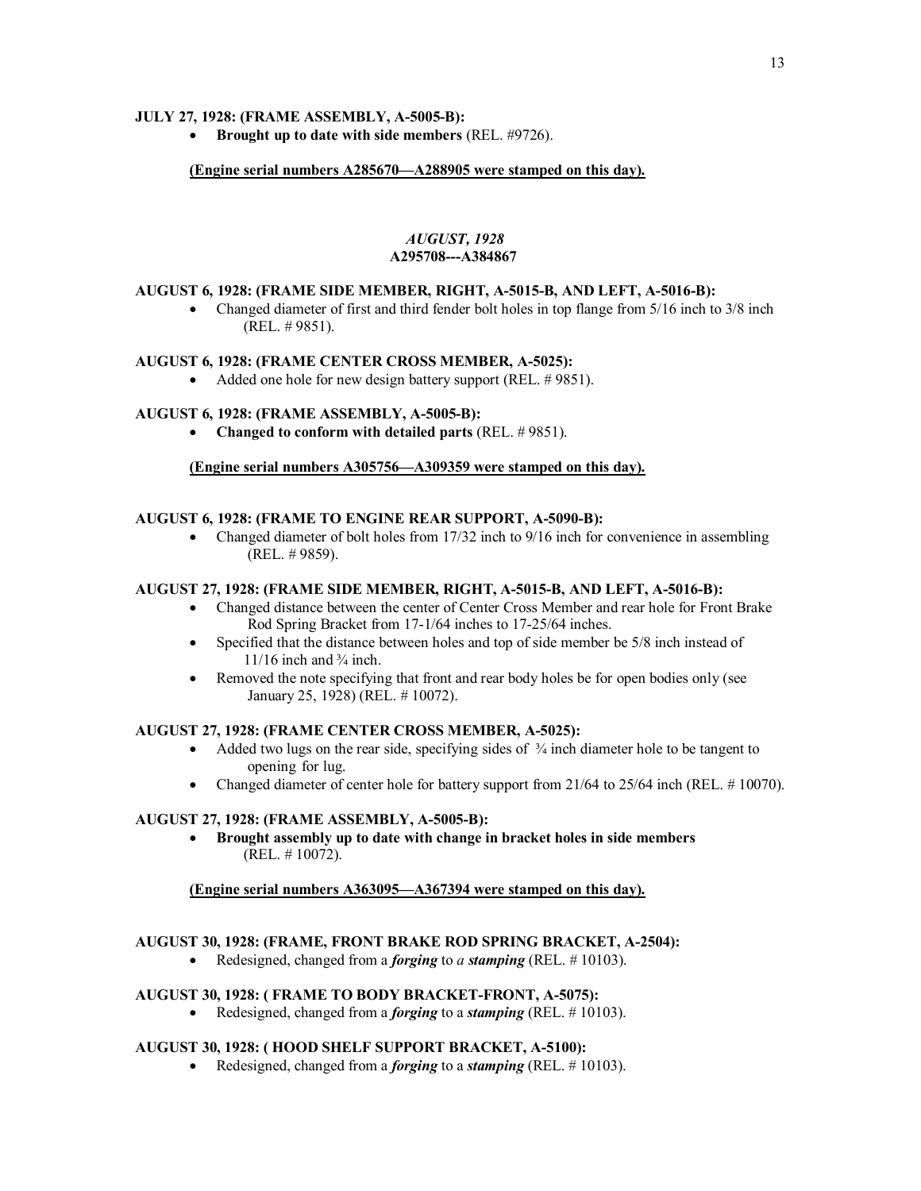**JULY 27, 1928: (FRAME ASSEMBLY, A-5005-B):**

- **Brought up to date with side members** (REL. #9726).

**<u>(Engine serial numbers A285670—A288905 were stamped on this day).</u>**

### *AUGUST, 1928*
### A295708---A384867

**AUGUST 6, 1928: (FRAME SIDE MEMBER, RIGHT, A-5015-B, AND LEFT, A-5016-B):**

- Changed diameter of first and third fender bolt holes in top flange from 5/16 inch to 3/8 inch (REL. # 9851).

**AUGUST 6, 1928: (FRAME CENTER CROSS MEMBER, A-5025):**

- Added one hole for new design battery support (REL. # 9851).

**AUGUST 6, 1928: (FRAME ASSEMBLY, A-5005-B):**

- **Changed to conform with detailed parts** (REL. # 9851).

**<u>(Engine serial numbers A305756—A309359 were stamped on this day).</u>**

**AUGUST 6, 1928: (FRAME TO ENGINE REAR SUPPORT, A-5090-B):**

- Changed diameter of bolt holes from 17/32 inch to 9/16 inch for convenience in assembling (REL. # 9859).

**AUGUST 27, 1928: (FRAME SIDE MEMBER, RIGHT, A-5015-B, AND LEFT, A-5016-B):**

- Changed distance between the center of Center Cross Member and rear hole for Front Brake Rod Spring Bracket from 17-1/64 inches to 17-25/64 inches.
- Specified that the distance between holes and top of side member be 5/8 inch instead of 11/16 inch and ¾ inch.
- Removed the note specifying that front and rear body holes be for open bodies only (see January 25, 1928) (REL. # 10072).

**AUGUST 27, 1928: (FRAME CENTER CROSS MEMBER, A-5025):**

- Added two lugs on the rear side, specifying sides of ¾ inch diameter hole to be tangent to opening for lug.
- Changed diameter of center hole for battery support from 21/64 to 25/64 inch (REL. # 10070).

**AUGUST 27, 1928: (FRAME ASSEMBLY, A-5005-B):**

- **Brought assembly up to date with change in bracket holes in side members** (REL. # 10072).

**<u>(Engine serial numbers A363095—A367394 were stamped on this day).</u>**

**AUGUST 30, 1928: (FRAME, FRONT BRAKE ROD SPRING BRACKET, A-2504):**

- Redesigned, changed from a ***forging*** to *a* ***stamping*** (REL. # 10103).

**AUGUST 30, 1928: ( FRAME TO BODY BRACKET-FRONT, A-5075):**

- Redesigned, changed from a ***forging*** to a ***stamping*** (REL. # 10103).

**AUGUST 30, 1928: ( HOOD SHELF SUPPORT BRACKET, A-5100):**

- Redesigned, changed from a ***forging*** to a ***stamping*** (REL. # 10103).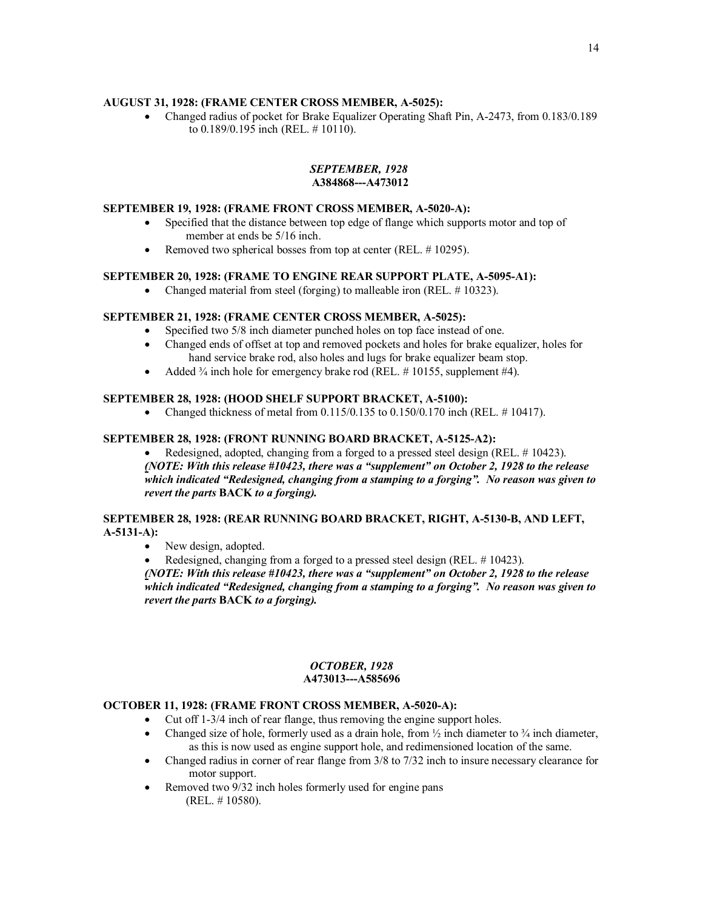**AUGUST 31, 1928: (FRAME CENTER CROSS MEMBER, A-5025):**

- Changed radius of pocket for Brake Equalizer Operating Shaft Pin, A-2473, from 0.183/0.189 to 0.189/0.195 inch (REL. # 10110).

***SEPTEMBER, 1928***
**A384868---A473012**

**SEPTEMBER 19, 1928: (FRAME FRONT CROSS MEMBER, A-5020-A):**

- Specified that the distance between top edge of flange which supports motor and top of member at ends be 5/16 inch.
- Removed two spherical bosses from top at center (REL. # 10295).

**SEPTEMBER 20, 1928: (FRAME TO ENGINE REAR SUPPORT PLATE, A-5095-A1):**

- Changed material from steel (forging) to malleable iron (REL. # 10323).

**SEPTEMBER 21, 1928: (FRAME CENTER CROSS MEMBER, A-5025):**

- Specified two 5/8 inch diameter punched holes on top face instead of one.
- Changed ends of offset at top and removed pockets and holes for brake equalizer, holes for hand service brake rod, also holes and lugs for brake equalizer beam stop.
- Added ¾ inch hole for emergency brake rod (REL. # 10155, supplement #4).

**SEPTEMBER 28, 1928: (HOOD SHELF SUPPORT BRACKET, A-5100):**

- Changed thickness of metal from 0.115/0.135 to 0.150/0.170 inch (REL. # 10417).

**SEPTEMBER 28, 1928: (FRONT RUNNING BOARD BRACKET, A-5125-A2):**

- Redesigned, adopted, changing from a forged to a pressed steel design (REL. # 10423).

***(NOTE: With this release #10423, there was a "supplement" on October 2, 1928 to the release which indicated "Redesigned, changing from a stamping to a forging". No reason was given to revert the parts* BACK *to a forging).***

**SEPTEMBER 28, 1928: (REAR RUNNING BOARD BRACKET, RIGHT, A-5130-B, AND LEFT, A-5131-A):**

- New design, adopted.
- Redesigned, changing from a forged to a pressed steel design (REL. # 10423).

***(NOTE: With this release #10423, there was a "supplement" on October 2, 1928 to the release which indicated "Redesigned, changing from a stamping to a forging". No reason was given to revert the parts* BACK *to a forging).***

***OCTOBER, 1928***
**A473013---A585696**

**OCTOBER 11, 1928: (FRAME FRONT CROSS MEMBER, A-5020-A):**

- Cut off 1-3/4 inch of rear flange, thus removing the engine support holes.
- Changed size of hole, formerly used as a drain hole, from ½ inch diameter to ¾ inch diameter, as this is now used as engine support hole, and redimensioned location of the same.
- Changed radius in corner of rear flange from 3/8 to 7/32 inch to insure necessary clearance for motor support.
- Removed two 9/32 inch holes formerly used for engine pans (REL. # 10580).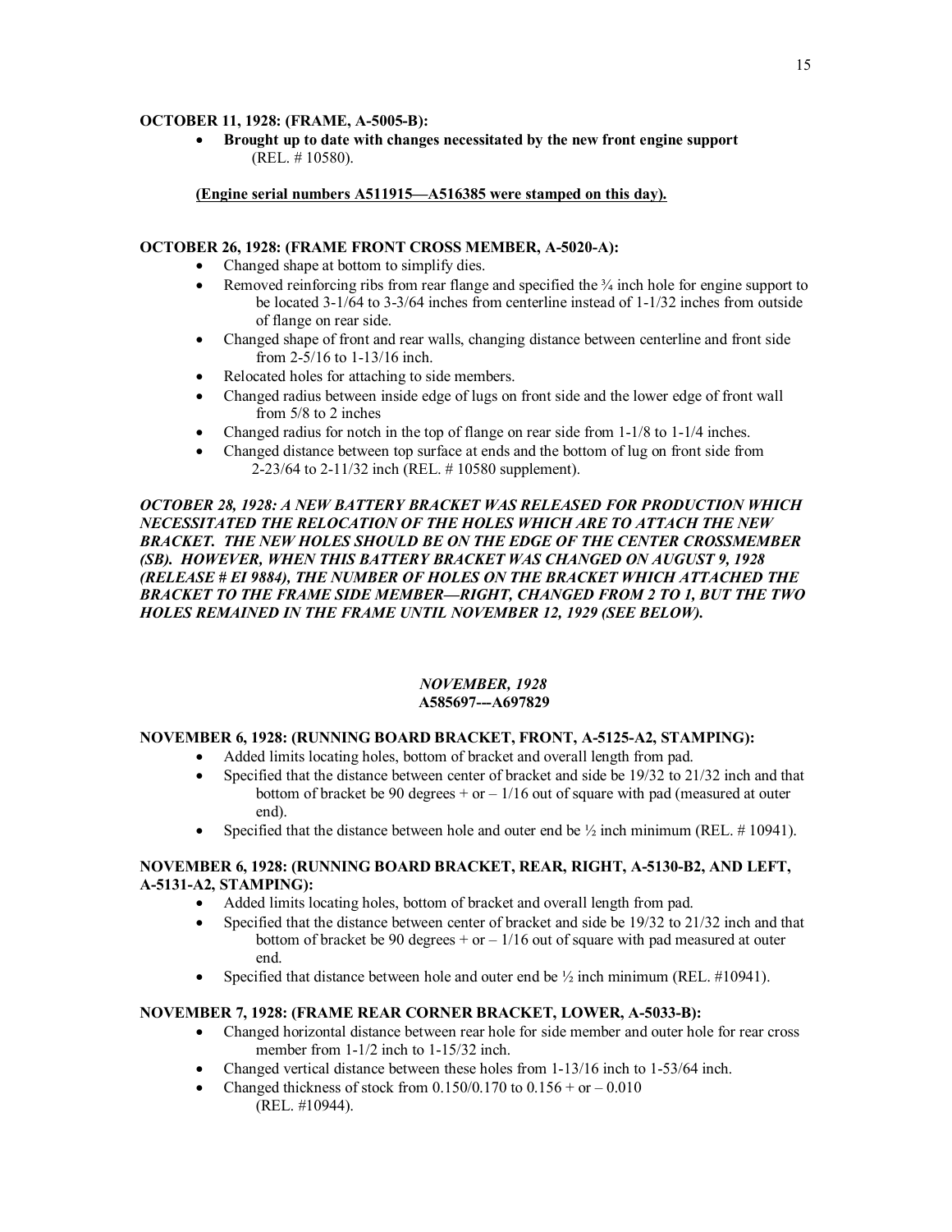**OCTOBER 11, 1928: (FRAME, A-5005-B):**

- **Brought up to date with changes necessitated by the new front engine support** (REL. # 10580).

**(Engine serial numbers A511915—A516385 were stamped on this day).**

**OCTOBER 26, 1928: (FRAME FRONT CROSS MEMBER, A-5020-A):**

- Changed shape at bottom to simplify dies.
- Removed reinforcing ribs from rear flange and specified the ¾ inch hole for engine support to be located 3-1/64 to 3-3/64 inches from centerline instead of 1-1/32 inches from outside of flange on rear side.
- Changed shape of front and rear walls, changing distance between centerline and front side from 2-5/16 to 1-13/16 inch.
- Relocated holes for attaching to side members.
- Changed radius between inside edge of lugs on front side and the lower edge of front wall from 5/8 to 2 inches
- Changed radius for notch in the top of flange on rear side from 1-1/8 to 1-1/4 inches.
- Changed distance between top surface at ends and the bottom of lug on front side from 2-23/64 to 2-11/32 inch (REL. # 10580 supplement).

***OCTOBER 28, 1928: A NEW BATTERY BRACKET WAS RELEASED FOR PRODUCTION WHICH NECESSITATED THE RELOCATION OF THE HOLES WHICH ARE TO ATTACH THE NEW BRACKET. THE NEW HOLES SHOULD BE ON THE EDGE OF THE CENTER CROSSMEMBER (SB). HOWEVER, WHEN THIS BATTERY BRACKET WAS CHANGED ON AUGUST 9, 1928 (RELEASE # EI 9884), THE NUMBER OF HOLES ON THE BRACKET WHICH ATTACHED THE BRACKET TO THE FRAME SIDE MEMBER—RIGHT, CHANGED FROM 2 TO 1, BUT THE TWO HOLES REMAINED IN THE FRAME UNTIL NOVEMBER 12, 1929 (SEE BELOW).***

*NOVEMBER, 1928*
**A585697---A697829**

**NOVEMBER 6, 1928: (RUNNING BOARD BRACKET, FRONT, A-5125-A2, STAMPING):**

- Added limits locating holes, bottom of bracket and overall length from pad.
- Specified that the distance between center of bracket and side be 19/32 to 21/32 inch and that bottom of bracket be 90 degrees + or – 1/16 out of square with pad (measured at outer end).
- Specified that the distance between hole and outer end be ½ inch minimum (REL. # 10941).

**NOVEMBER 6, 1928: (RUNNING BOARD BRACKET, REAR, RIGHT, A-5130-B2, AND LEFT, A-5131-A2, STAMPING):**

- Added limits locating holes, bottom of bracket and overall length from pad.
- Specified that the distance between center of bracket and side be 19/32 to 21/32 inch and that bottom of bracket be 90 degrees + or – 1/16 out of square with pad measured at outer end.
- Specified that distance between hole and outer end be ½ inch minimum (REL. #10941).

**NOVEMBER 7, 1928: (FRAME REAR CORNER BRACKET, LOWER, A-5033-B):**

- Changed horizontal distance between rear hole for side member and outer hole for rear cross member from 1-1/2 inch to 1-15/32 inch.
- Changed vertical distance between these holes from 1-13/16 inch to 1-53/64 inch.
- Changed thickness of stock from 0.150/0.170 to 0.156 + or – 0.010 (REL. #10944).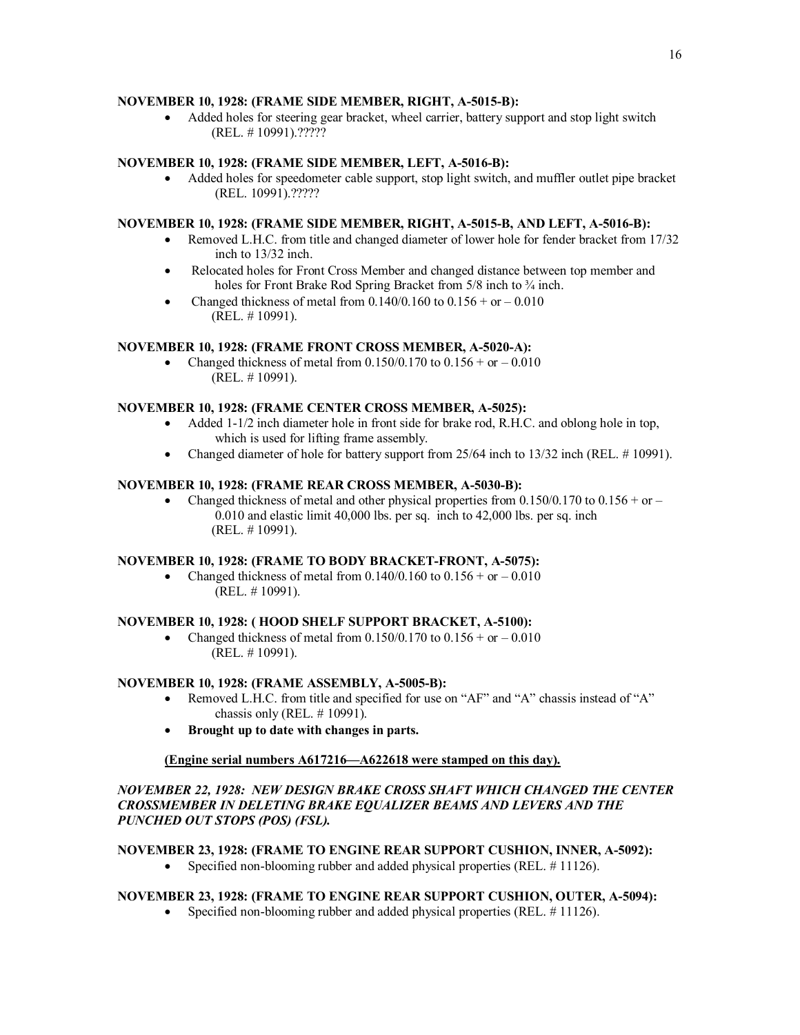**NOVEMBER 10, 1928: (FRAME SIDE MEMBER, RIGHT, A-5015-B):**

- Added holes for steering gear bracket, wheel carrier, battery support and stop light switch (REL. # 10991).?????

**NOVEMBER 10, 1928: (FRAME SIDE MEMBER, LEFT, A-5016-B):**

- Added holes for speedometer cable support, stop light switch, and muffler outlet pipe bracket (REL. 10991).?????

**NOVEMBER 10, 1928: (FRAME SIDE MEMBER, RIGHT, A-5015-B, AND LEFT, A-5016-B):**

- Removed L.H.C. from title and changed diameter of lower hole for fender bracket from 17/32 inch to 13/32 inch.
- Relocated holes for Front Cross Member and changed distance between top member and holes for Front Brake Rod Spring Bracket from 5/8 inch to ¾ inch.
- Changed thickness of metal from 0.140/0.160 to 0.156 + or – 0.010 (REL. # 10991).

**NOVEMBER 10, 1928: (FRAME FRONT CROSS MEMBER, A-5020-A):**

- Changed thickness of metal from 0.150/0.170 to 0.156 + or – 0.010 (REL. # 10991).

**NOVEMBER 10, 1928: (FRAME CENTER CROSS MEMBER, A-5025):**

- Added 1-1/2 inch diameter hole in front side for brake rod, R.H.C. and oblong hole in top, which is used for lifting frame assembly.
- Changed diameter of hole for battery support from 25/64 inch to 13/32 inch (REL. # 10991).

**NOVEMBER 10, 1928: (FRAME REAR CROSS MEMBER, A-5030-B):**

- Changed thickness of metal and other physical properties from 0.150/0.170 to 0.156 + or – 0.010 and elastic limit 40,000 lbs. per sq. inch to 42,000 lbs. per sq. inch (REL. # 10991).

**NOVEMBER 10, 1928: (FRAME TO BODY BRACKET-FRONT, A-5075):**

- Changed thickness of metal from 0.140/0.160 to 0.156 + or – 0.010 (REL. # 10991).

**NOVEMBER 10, 1928: ( HOOD SHELF SUPPORT BRACKET, A-5100):**

- Changed thickness of metal from 0.150/0.170 to 0.156 + or – 0.010 (REL. # 10991).

**NOVEMBER 10, 1928: (FRAME ASSEMBLY, A-5005-B):**

- Removed L.H.C. from title and specified for use on "AF" and "A" chassis instead of "A" chassis only (REL. # 10991).
- **Brought up to date with changes in parts.**

**(Engine serial numbers A617216—A622618 were stamped on this day).**

***NOVEMBER 22, 1928: NEW DESIGN BRAKE CROSS SHAFT WHICH CHANGED THE CENTER CROSSMEMBER IN DELETING BRAKE EQUALIZER BEAMS AND LEVERS AND THE PUNCHED OUT STOPS (POS) (FSL).***

**NOVEMBER 23, 1928: (FRAME TO ENGINE REAR SUPPORT CUSHION, INNER, A-5092):**

- Specified non-blooming rubber and added physical properties (REL. # 11126).

**NOVEMBER 23, 1928: (FRAME TO ENGINE REAR SUPPORT CUSHION, OUTER, A-5094):**

- Specified non-blooming rubber and added physical properties (REL. # 11126).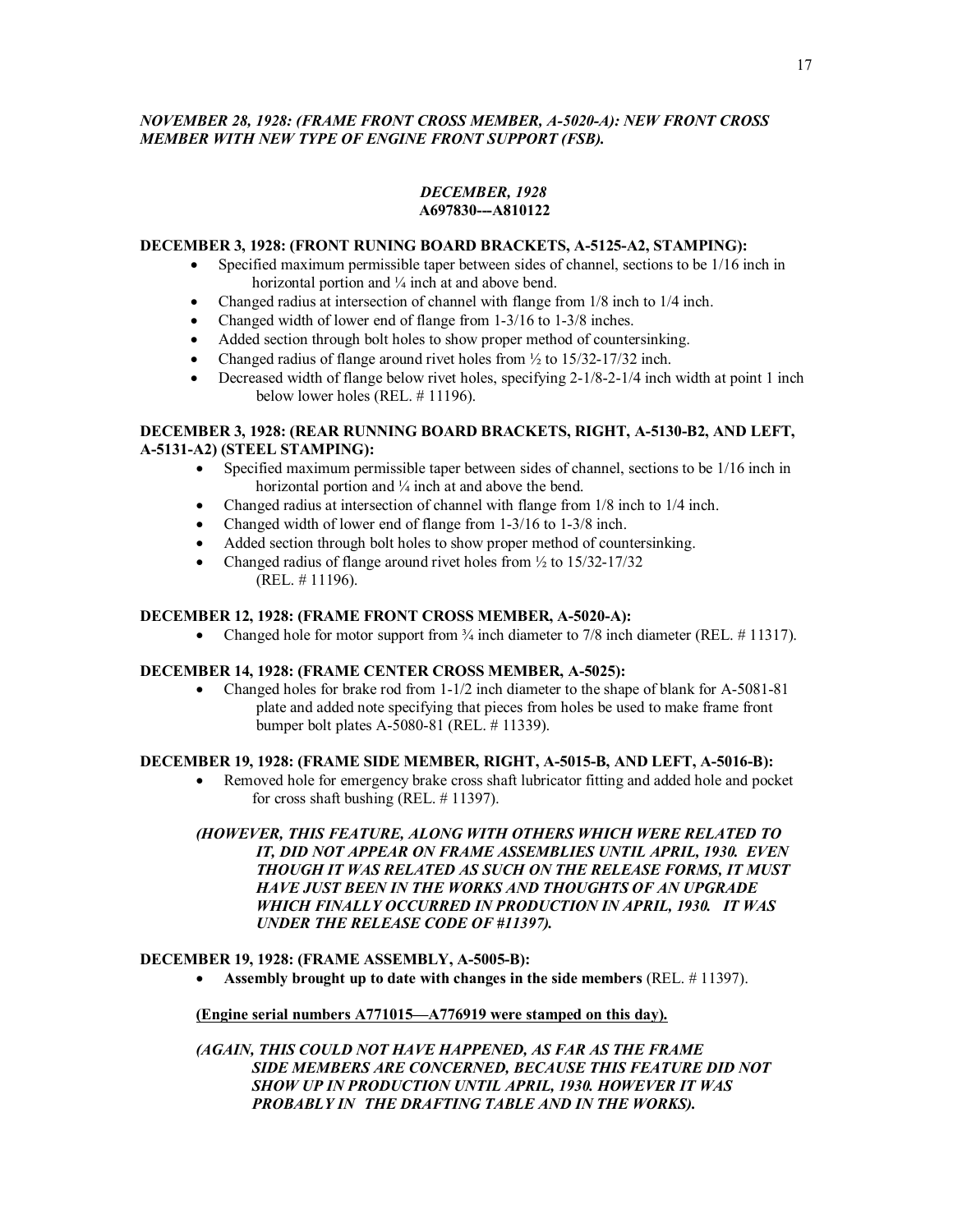***NOVEMBER 28, 1928: (FRAME FRONT CROSS MEMBER, A-5020-A): NEW FRONT CROSS MEMBER WITH NEW TYPE OF ENGINE FRONT SUPPORT (FSB).***

***DECEMBER, 1928***
**A697830---A810122**

**DECEMBER 3, 1928: (FRONT RUNING BOARD BRACKETS, A-5125-A2, STAMPING):**

- Specified maximum permissible taper between sides of channel, sections to be 1/16 inch in horizontal portion and ¼ inch at and above bend.
- Changed radius at intersection of channel with flange from 1/8 inch to 1/4 inch.
- Changed width of lower end of flange from 1-3/16 to 1-3/8 inches.
- Added section through bolt holes to show proper method of countersinking.
- Changed radius of flange around rivet holes from ½ to 15/32-17/32 inch.
- Decreased width of flange below rivet holes, specifying 2-1/8-2-1/4 inch width at point 1 inch below lower holes (REL. # 11196).

**DECEMBER 3, 1928: (REAR RUNNING BOARD BRACKETS, RIGHT, A-5130-B2, AND LEFT, A-5131-A2) (STEEL STAMPING):**

- Specified maximum permissible taper between sides of channel, sections to be 1/16 inch in horizontal portion and ¼ inch at and above the bend.
- Changed radius at intersection of channel with flange from 1/8 inch to 1/4 inch.
- Changed width of lower end of flange from 1-3/16 to 1-3/8 inch.
- Added section through bolt holes to show proper method of countersinking.
- Changed radius of flange around rivet holes from ½ to 15/32-17/32 (REL. # 11196).

**DECEMBER 12, 1928: (FRAME FRONT CROSS MEMBER, A-5020-A):**

- Changed hole for motor support from ¾ inch diameter to 7/8 inch diameter (REL. # 11317).

**DECEMBER 14, 1928: (FRAME CENTER CROSS MEMBER, A-5025):**

- Changed holes for brake rod from 1-1/2 inch diameter to the shape of blank for A-5081-81 plate and added note specifying that pieces from holes be used to make frame front bumper bolt plates A-5080-81 (REL. # 11339).

**DECEMBER 19, 1928: (FRAME SIDE MEMBER, RIGHT, A-5015-B, AND LEFT, A-5016-B):**

- Removed hole for emergency brake cross shaft lubricator fitting and added hole and pocket for cross shaft bushing (REL. # 11397).

***(HOWEVER, THIS FEATURE, ALONG WITH OTHERS WHICH WERE RELATED TO IT, DID NOT APPEAR ON FRAME ASSEMBLIES UNTIL APRIL, 1930. EVEN THOUGH IT WAS RELATED AS SUCH ON THE RELEASE FORMS, IT MUST HAVE JUST BEEN IN THE WORKS AND THOUGHTS OF AN UPGRADE WHICH FINALLY OCCURRED IN PRODUCTION IN APRIL, 1930. IT WAS UNDER THE RELEASE CODE OF #11397).***

**DECEMBER 19, 1928: (FRAME ASSEMBLY, A-5005-B):**

- **Assembly brought up to date with changes in the side members** (REL. # 11397).

**(Engine serial numbers A771015—A776919 were stamped on this day).**

***(AGAIN, THIS COULD NOT HAVE HAPPENED, AS FAR AS THE FRAME SIDE MEMBERS ARE CONCERNED, BECAUSE THIS FEATURE DID NOT SHOW UP IN PRODUCTION UNTIL APRIL, 1930. HOWEVER IT WAS PROBABLY IN THE DRAFTING TABLE AND IN THE WORKS).***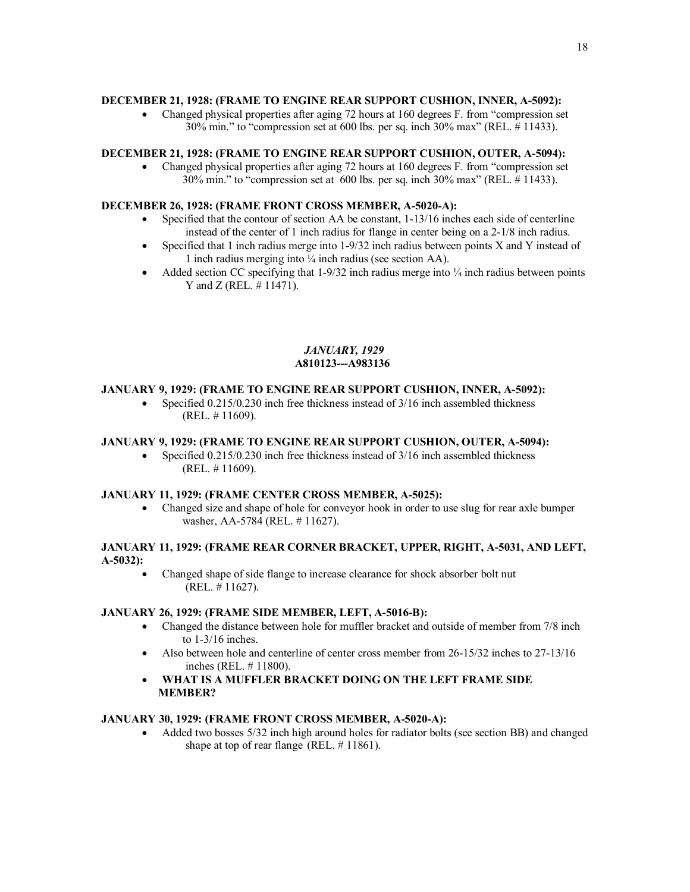**DECEMBER 21, 1928: (FRAME TO ENGINE REAR SUPPORT CUSHION, INNER, A-5092):**

- Changed physical properties after aging 72 hours at 160 degrees F. from "compression set 30% min." to "compression set at 600 lbs. per sq. inch 30% max" (REL. # 11433).

**DECEMBER 21, 1928: (FRAME TO ENGINE REAR SUPPORT CUSHION, OUTER, A-5094):**

- Changed physical properties after aging 72 hours at 160 degrees F. from "compression set 30% min." to "compression set at 600 lbs. per sq. inch 30% max" (REL. # 11433).

**DECEMBER 26, 1928: (FRAME FRONT CROSS MEMBER, A-5020-A):**

- Specified that the contour of section AA be constant, 1-13/16 inches each side of centerline instead of the center of 1 inch radius for flange in center being on a 2-1/8 inch radius.
- Specified that 1 inch radius merge into 1-9/32 inch radius between points X and Y instead of 1 inch radius merging into ¼ inch radius (see section AA).
- Added section CC specifying that 1-9/32 inch radius merge into ¼ inch radius between points Y and Z (REL. # 11471).

## *JANUARY, 1929*
## A810123---A983136

**JANUARY 9, 1929: (FRAME TO ENGINE REAR SUPPORT CUSHION, INNER, A-5092):**

- Specified 0.215/0.230 inch free thickness instead of 3/16 inch assembled thickness (REL. # 11609).

**JANUARY 9, 1929: (FRAME TO ENGINE REAR SUPPORT CUSHION, OUTER, A-5094):**

- Specified 0.215/0.230 inch free thickness instead of 3/16 inch assembled thickness (REL. # 11609).

**JANUARY 11, 1929: (FRAME CENTER CROSS MEMBER, A-5025):**

- Changed size and shape of hole for conveyor hook in order to use slug for rear axle bumper washer, AA-5784 (REL. # 11627).

**JANUARY 11, 1929: (FRAME REAR CORNER BRACKET, UPPER, RIGHT, A-5031, AND LEFT, A-5032):**

- Changed shape of side flange to increase clearance for shock absorber bolt nut (REL. # 11627).

**JANUARY 26, 1929: (FRAME SIDE MEMBER, LEFT, A-5016-B):**

- Changed the distance between hole for muffler bracket and outside of member from 7/8 inch to 1-3/16 inches.
- Also between hole and centerline of center cross member from 26-15/32 inches to 27-13/16 inches (REL. # 11800).
- **WHAT IS A MUFFLER BRACKET DOING ON THE LEFT FRAME SIDE MEMBER?**

**JANUARY 30, 1929: (FRAME FRONT CROSS MEMBER, A-5020-A):**

- Added two bosses 5/32 inch high around holes for radiator bolts (see section BB) and changed shape at top of rear flange (REL. # 11861).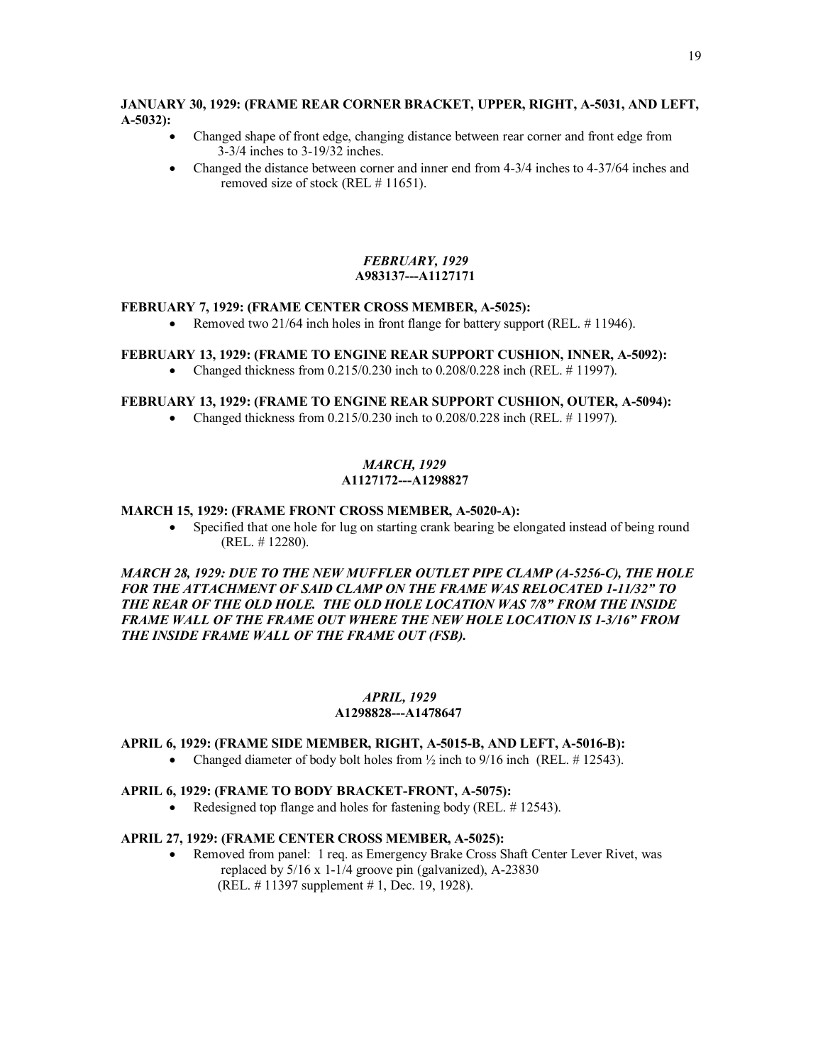**JANUARY 30, 1929: (FRAME REAR CORNER BRACKET, UPPER, RIGHT, A-5031, AND LEFT, A-5032):**

- Changed shape of front edge, changing distance between rear corner and front edge from 3-3/4 inches to 3-19/32 inches.
- Changed the distance between corner and inner end from 4-3/4 inches to 4-37/64 inches and removed size of stock (REL # 11651).

### *FEBRUARY, 1929*
### A983137---A1127171

**FEBRUARY 7, 1929: (FRAME CENTER CROSS MEMBER, A-5025):**

- Removed two 21/64 inch holes in front flange for battery support (REL. # 11946).

**FEBRUARY 13, 1929: (FRAME TO ENGINE REAR SUPPORT CUSHION, INNER, A-5092):**

- Changed thickness from 0.215/0.230 inch to 0.208/0.228 inch (REL. # 11997).

**FEBRUARY 13, 1929: (FRAME TO ENGINE REAR SUPPORT CUSHION, OUTER, A-5094):**

- Changed thickness from 0.215/0.230 inch to 0.208/0.228 inch (REL. # 11997).

### *MARCH, 1929*
### A1127172---A1298827

**MARCH 15, 1929: (FRAME FRONT CROSS MEMBER, A-5020-A):**

- Specified that one hole for lug on starting crank bearing be elongated instead of being round (REL. # 12280).

***MARCH 28, 1929: DUE TO THE NEW MUFFLER OUTLET PIPE CLAMP (A-5256-C), THE HOLE FOR THE ATTACHMENT OF SAID CLAMP ON THE FRAME WAS RELOCATED 1-11/32" TO THE REAR OF THE OLD HOLE. THE OLD HOLE LOCATION WAS 7/8" FROM THE INSIDE FRAME WALL OF THE FRAME OUT WHERE THE NEW HOLE LOCATION IS 1-3/16" FROM THE INSIDE FRAME WALL OF THE FRAME OUT (FSB).***

### *APRIL, 1929*
### A1298828---A1478647

**APRIL 6, 1929: (FRAME SIDE MEMBER, RIGHT, A-5015-B, AND LEFT, A-5016-B):**

- Changed diameter of body bolt holes from ½ inch to 9/16 inch (REL. # 12543).

**APRIL 6, 1929: (FRAME TO BODY BRACKET-FRONT, A-5075):**

- Redesigned top flange and holes for fastening body (REL. # 12543).

**APRIL 27, 1929: (FRAME CENTER CROSS MEMBER, A-5025):**

- Removed from panel: 1 req. as Emergency Brake Cross Shaft Center Lever Rivet, was replaced by 5/16 x 1-1/4 groove pin (galvanized), A-23830 (REL. # 11397 supplement # 1, Dec. 19, 1928).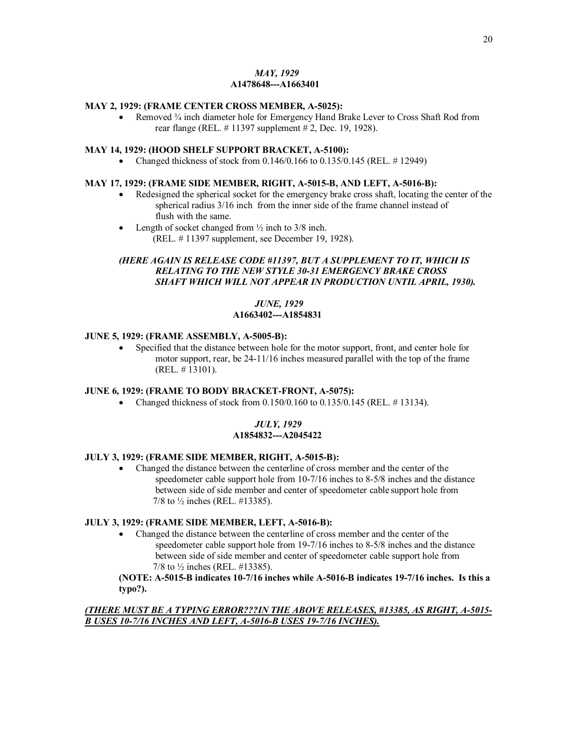***MAY, 1929***
**A1478648---A1663401**

**MAY 2, 1929: (FRAME CENTER CROSS MEMBER, A-5025):**

- Removed ¾ inch diameter hole for Emergency Hand Brake Lever to Cross Shaft Rod from rear flange (REL. # 11397 supplement # 2, Dec. 19, 1928).

**MAY 14, 1929: (HOOD SHELF SUPPORT BRACKET, A-5100):**

- Changed thickness of stock from 0.146/0.166 to 0.135/0.145 (REL. # 12949)

**MAY 17, 1929: (FRAME SIDE MEMBER, RIGHT, A-5015-B, AND LEFT, A-5016-B):**

- Redesigned the spherical socket for the emergency brake cross shaft, locating the center of the spherical radius 3/16 inch from the inner side of the frame channel instead of flush with the same.
- Length of socket changed from ½ inch to 3/8 inch. (REL. # 11397 supplement, see December 19, 1928).

***(HERE AGAIN IS RELEASE CODE #11397, BUT A SUPPLEMENT TO IT, WHICH IS RELATING TO THE NEW STYLE 30-31 EMERGENCY BRAKE CROSS SHAFT WHICH WILL NOT APPEAR IN PRODUCTION UNTIL APRIL, 1930).***

***JUNE, 1929***
**A1663402---A1854831**

**JUNE 5, 1929: (FRAME ASSEMBLY, A-5005-B):**

- Specified that the distance between hole for the motor support, front, and center hole for motor support, rear, be 24-11/16 inches measured parallel with the top of the frame (REL. # 13101).

**JUNE 6, 1929: (FRAME TO BODY BRACKET-FRONT, A-5075):**

- Changed thickness of stock from 0.150/0.160 to 0.135/0.145 (REL. # 13134).

***JULY, 1929***
**A1854832---A2045422**

**JULY 3, 1929: (FRAME SIDE MEMBER, RIGHT, A-5015-B):**

- Changed the distance between the centerline of cross member and the center of the speedometer cable support hole from 10-7/16 inches to 8-5/8 inches and the distance between side of side member and center of speedometer cable support hole from 7/8 to ½ inches (REL. #13385).

**JULY 3, 1929: (FRAME SIDE MEMBER, LEFT, A-5016-B):**

- Changed the distance between the centerline of cross member and the center of the speedometer cable support hole from 19-7/16 inches to 8-5/8 inches and the distance between side of side member and center of speedometer cable support hole from 7/8 to ½ inches (REL. #13385).

**(NOTE: A-5015-B indicates 10-7/16 inches while A-5016-B indicates 19-7/16 inches. Is this a typo?).**

***<u>(THERE MUST BE A TYPING ERROR???IN THE ABOVE RELEASES, #13385, AS RIGHT, A-5015-B USES 10-7/16 INCHES AND LEFT, A-5016-B USES 19-7/16 INCHES).</u>***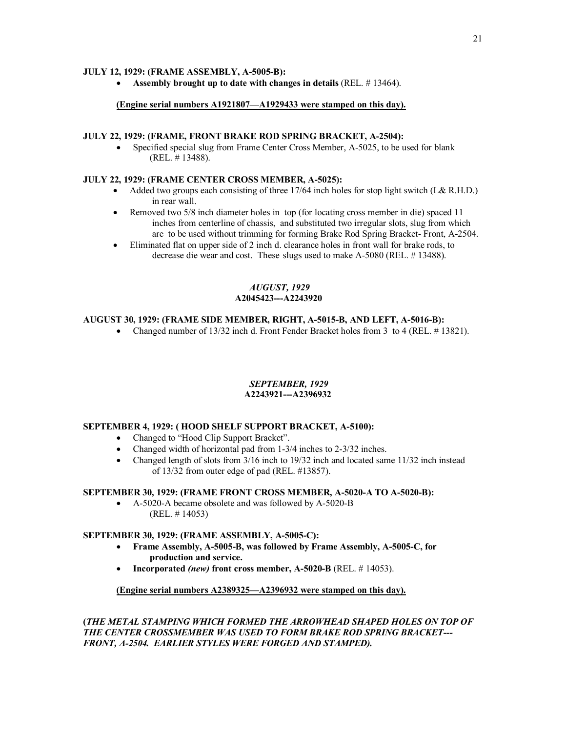**JULY 12, 1929: (FRAME ASSEMBLY, A-5005-B):**

- **Assembly brought up to date with changes in details** (REL. # 13464).

**(Engine serial numbers A1921807—A1929433 were stamped on this day).**

**JULY 22, 1929: (FRAME, FRONT BRAKE ROD SPRING BRACKET, A-2504):**

- Specified special slug from Frame Center Cross Member, A-5025, to be used for blank (REL. # 13488).

**JULY 22, 1929: (FRAME CENTER CROSS MEMBER, A-5025):**

- Added two groups each consisting of three 17/64 inch holes for stop light switch (L& R.H.D.) in rear wall.
- Removed two 5/8 inch diameter holes in top (for locating cross member in die) spaced 11 inches from centerline of chassis, and substituted two irregular slots, slug from which are to be used without trimming for forming Brake Rod Spring Bracket- Front, A-2504.
- Eliminated flat on upper side of 2 inch d. clearance holes in front wall for brake rods, to decrease die wear and cost. These slugs used to make A-5080 (REL. # 13488).

***AUGUST, 1929***
**A2045423---A2243920**

**AUGUST 30, 1929: (FRAME SIDE MEMBER, RIGHT, A-5015-B, AND LEFT, A-5016-B):**

- Changed number of 13/32 inch d. Front Fender Bracket holes from 3 to 4 (REL. # 13821).

***SEPTEMBER, 1929***
**A2243921---A2396932**

**SEPTEMBER 4, 1929: ( HOOD SHELF SUPPORT BRACKET, A-5100):**

- Changed to "Hood Clip Support Bracket".
- Changed width of horizontal pad from 1-3/4 inches to 2-3/32 inches.
- Changed length of slots from 3/16 inch to 19/32 inch and located same 11/32 inch instead of 13/32 from outer edge of pad (REL. #13857).

**SEPTEMBER 30, 1929: (FRAME FRONT CROSS MEMBER, A-5020-A TO A-5020-B):**

- A-5020-A became obsolete and was followed by A-5020-B (REL. # 14053)

**SEPTEMBER 30, 1929: (FRAME ASSEMBLY, A-5005-C):**

- **Frame Assembly, A-5005-B, was followed by Frame Assembly, A-5005-C, for production and service.**
- **Incorporated *(new)* front cross member, A-5020-B** (REL. # 14053).

**(Engine serial numbers A2389325—A2396932 were stamped on this day).**

**(*THE METAL STAMPING WHICH FORMED THE ARROWHEAD SHAPED HOLES ON TOP OF THE CENTER CROSSMEMBER WAS USED TO FORM BRAKE ROD SPRING BRACKET---FRONT, A-2504. EARLIER STYLES WERE FORGED AND STAMPED).***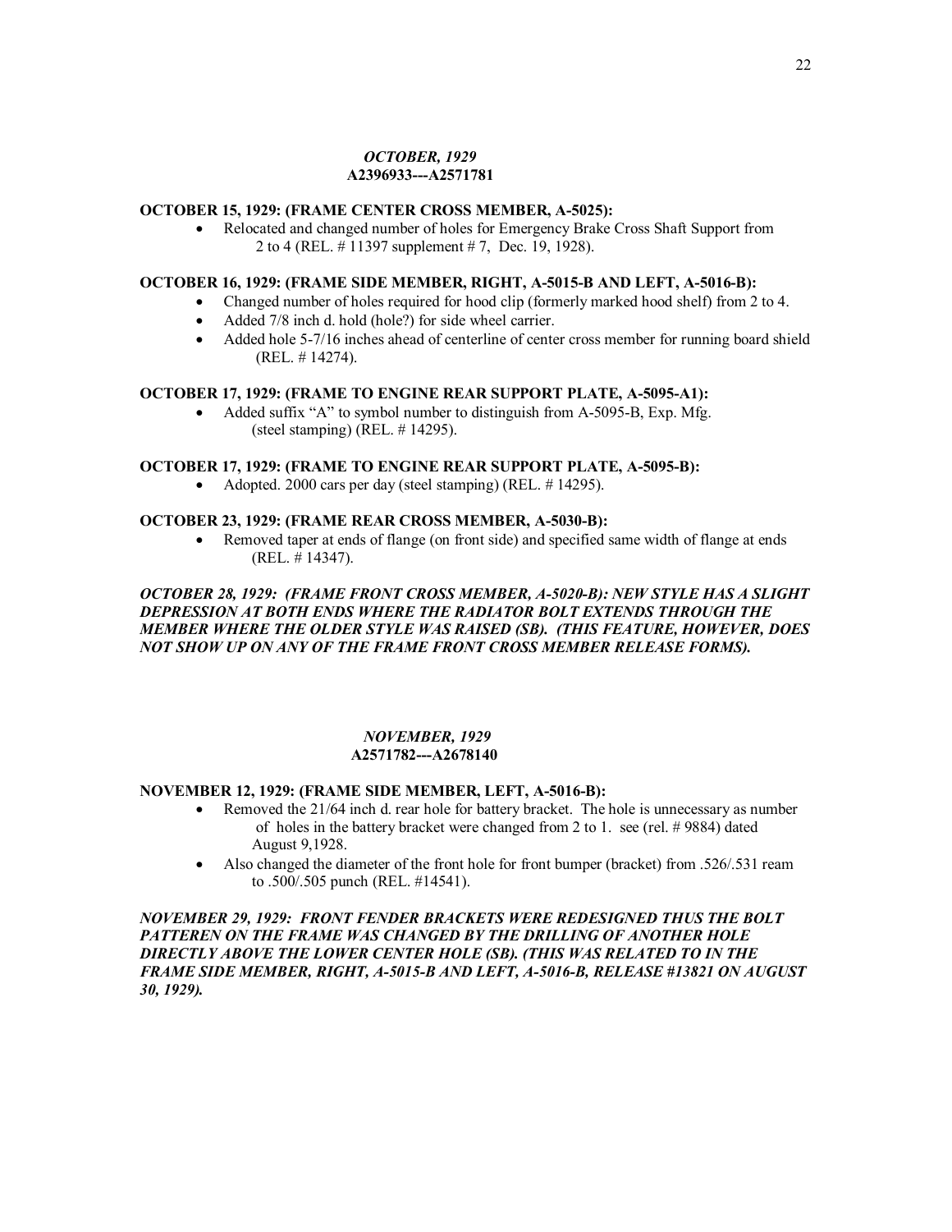*OCTOBER, 1929*
**A2396933---A2571781**

**OCTOBER 15, 1929: (FRAME CENTER CROSS MEMBER, A-5025):**

- Relocated and changed number of holes for Emergency Brake Cross Shaft Support from 2 to 4 (REL. # 11397 supplement # 7, Dec. 19, 1928).

**OCTOBER 16, 1929: (FRAME SIDE MEMBER, RIGHT, A-5015-B AND LEFT, A-5016-B):**

- Changed number of holes required for hood clip (formerly marked hood shelf) from 2 to 4.
- Added 7/8 inch d. hold (hole?) for side wheel carrier.
- Added hole 5-7/16 inches ahead of centerline of center cross member for running board shield (REL. # 14274).

**OCTOBER 17, 1929: (FRAME TO ENGINE REAR SUPPORT PLATE, A-5095-A1):**

- Added suffix "A" to symbol number to distinguish from A-5095-B, Exp. Mfg. (steel stamping) (REL. # 14295).

**OCTOBER 17, 1929: (FRAME TO ENGINE REAR SUPPORT PLATE, A-5095-B):**

- Adopted. 2000 cars per day (steel stamping) (REL. # 14295).

**OCTOBER 23, 1929: (FRAME REAR CROSS MEMBER, A-5030-B):**

- Removed taper at ends of flange (on front side) and specified same width of flange at ends (REL. # 14347).

***OCTOBER 28, 1929: (FRAME FRONT CROSS MEMBER, A-5020-B): NEW STYLE HAS A SLIGHT DEPRESSION AT BOTH ENDS WHERE THE RADIATOR BOLT EXTENDS THROUGH THE MEMBER WHERE THE OLDER STYLE WAS RAISED (SB). (THIS FEATURE, HOWEVER, DOES NOT SHOW UP ON ANY OF THE FRAME FRONT CROSS MEMBER RELEASE FORMS).***

*NOVEMBER, 1929*
**A2571782---A2678140**

**NOVEMBER 12, 1929: (FRAME SIDE MEMBER, LEFT, A-5016-B):**

- Removed the 21/64 inch d. rear hole for battery bracket. The hole is unnecessary as number of holes in the battery bracket were changed from 2 to 1. see (rel. # 9884) dated August 9,1928.
- Also changed the diameter of the front hole for front bumper (bracket) from .526/.531 ream to .500/.505 punch (REL. #14541).

***NOVEMBER 29, 1929: FRONT FENDER BRACKETS WERE REDESIGNED THUS THE BOLT PATTEREN ON THE FRAME WAS CHANGED BY THE DRILLING OF ANOTHER HOLE DIRECTLY ABOVE THE LOWER CENTER HOLE (SB). (THIS WAS RELATED TO IN THE FRAME SIDE MEMBER, RIGHT, A-5015-B AND LEFT, A-5016-B, RELEASE #13821 ON AUGUST 30, 1929).***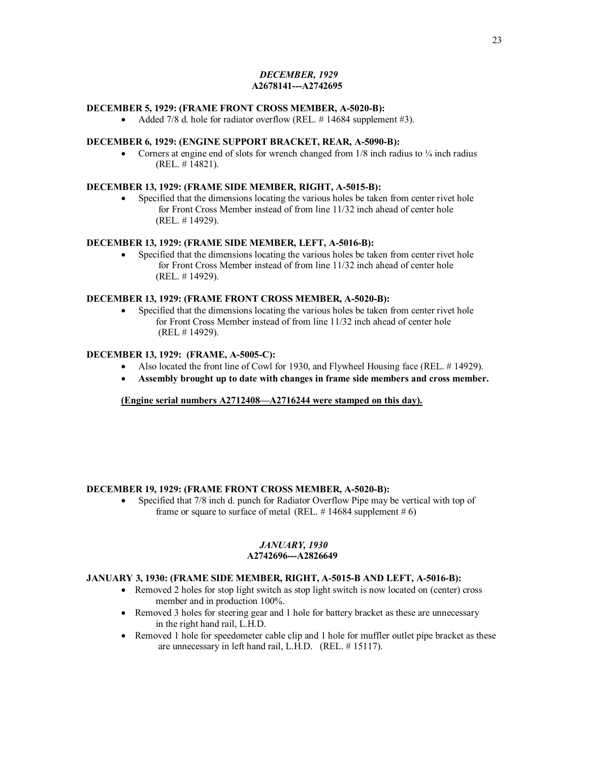### *DECEMBER, 1929*
### A2678141---A2742695

**DECEMBER 5, 1929: (FRAME FRONT CROSS MEMBER, A-5020-B):**

- Added 7/8 d. hole for radiator overflow (REL. # 14684 supplement #3).

**DECEMBER 6, 1929: (ENGINE SUPPORT BRACKET, REAR, A-5090-B):**

- Corners at engine end of slots for wrench changed from 1/8 inch radius to ¼ inch radius (REL. # 14821).

**DECEMBER 13, 1929: (FRAME SIDE MEMBER, RIGHT, A-5015-B):**

- Specified that the dimensions locating the various holes be taken from center rivet hole for Front Cross Member instead of from line 11/32 inch ahead of center hole (REL. # 14929).

**DECEMBER 13, 1929: (FRAME SIDE MEMBER, LEFT, A-5016-B):**

- Specified that the dimensions locating the various holes be taken from center rivet hole for Front Cross Member instead of from line 11/32 inch ahead of center hole (REL. # 14929).

**DECEMBER 13, 1929: (FRAME FRONT CROSS MEMBER, A-5020-B):**

- Specified that the dimensions locating the various holes be taken from center rivet hole for Front Cross Member instead of from line 11/32 inch ahead of center hole (REL # 14929).

**DECEMBER 13, 1929: (FRAME, A-5005-C):**

- Also located the front line of Cowl for 1930, and Flywheel Housing face (REL. # 14929).
- **Assembly brought up to date with changes in frame side members and cross member.**

**(Engine serial numbers A2712408—A2716244 were stamped on this day).**

**DECEMBER 19, 1929: (FRAME FRONT CROSS MEMBER, A-5020-B):**

- Specified that 7/8 inch d. punch for Radiator Overflow Pipe may be vertical with top of frame or square to surface of metal (REL. # 14684 supplement # 6)

### *JANUARY, 1930*
### A2742696---A2826649

**JANUARY 3, 1930: (FRAME SIDE MEMBER, RIGHT, A-5015-B AND LEFT, A-5016-B):**

- Removed 2 holes for stop light switch as stop light switch is now located on (center) cross member and in production 100%.
- Removed 3 holes for steering gear and 1 hole for battery bracket as these are unnecessary in the right hand rail, L.H.D.
- Removed 1 hole for speedometer cable clip and 1 hole for muffler outlet pipe bracket as these are unnecessary in left hand rail, L.H.D. (REL. # 15117).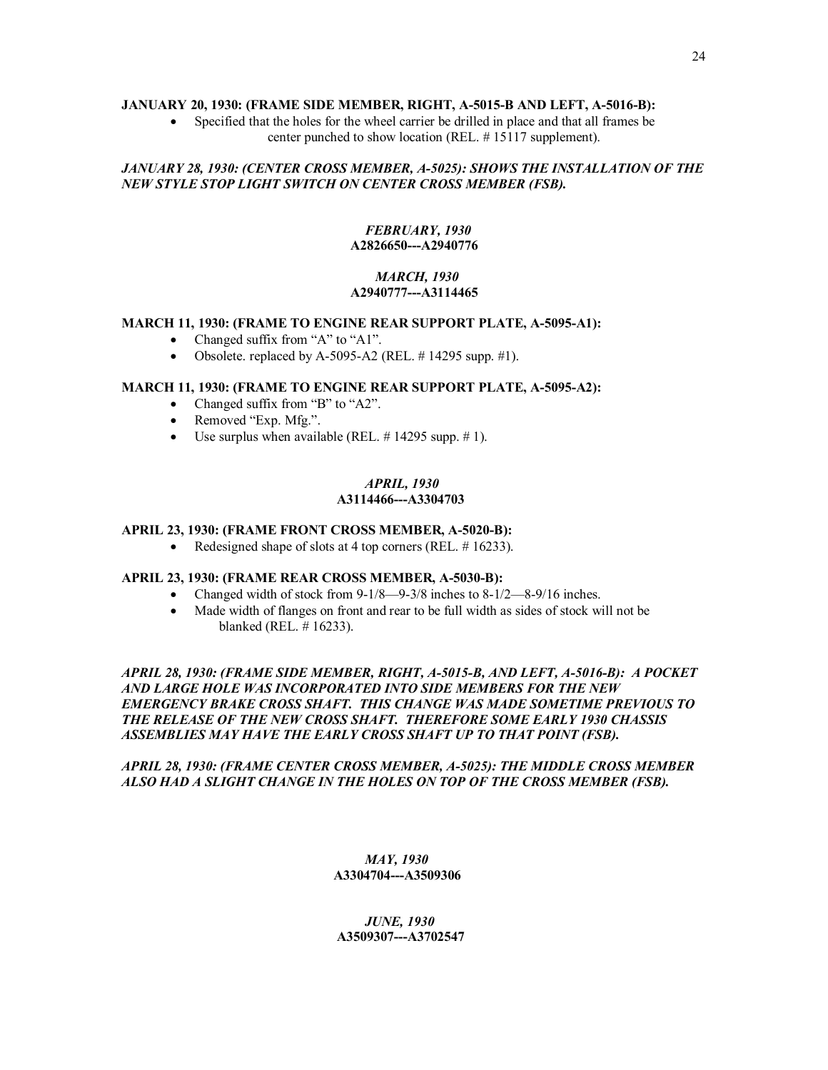**JANUARY 20, 1930: (FRAME SIDE MEMBER, RIGHT, A-5015-B AND LEFT, A-5016-B):**

- Specified that the holes for the wheel carrier be drilled in place and that all frames be center punched to show location (REL. # 15117 supplement).

***JANUARY 28, 1930: (CENTER CROSS MEMBER, A-5025): SHOWS THE INSTALLATION OF THE NEW STYLE STOP LIGHT SWITCH ON CENTER CROSS MEMBER (FSB).***

*FEBRUARY, 1930*
**A2826650---A2940776**

*MARCH, 1930*
**A2940777---A3114465**

**MARCH 11, 1930: (FRAME TO ENGINE REAR SUPPORT PLATE, A-5095-A1):**

- Changed suffix from "A" to "A1".
- Obsolete. replaced by A-5095-A2 (REL. # 14295 supp. #1).

**MARCH 11, 1930: (FRAME TO ENGINE REAR SUPPORT PLATE, A-5095-A2):**

- Changed suffix from "B" to "A2".
- Removed "Exp. Mfg.".
- Use surplus when available (REL. # 14295 supp. # 1).

*APRIL, 1930*
**A3114466---A3304703**

**APRIL 23, 1930: (FRAME FRONT CROSS MEMBER, A-5020-B):**

- Redesigned shape of slots at 4 top corners (REL. # 16233).

**APRIL 23, 1930: (FRAME REAR CROSS MEMBER, A-5030-B):**

- Changed width of stock from 9-1/8—9-3/8 inches to 8-1/2—8-9/16 inches.
- Made width of flanges on front and rear to be full width as sides of stock will not be blanked (REL. # 16233).

***APRIL 28, 1930: (FRAME SIDE MEMBER, RIGHT, A-5015-B, AND LEFT, A-5016-B): A POCKET AND LARGE HOLE WAS INCORPORATED INTO SIDE MEMBERS FOR THE NEW EMERGENCY BRAKE CROSS SHAFT. THIS CHANGE WAS MADE SOMETIME PREVIOUS TO THE RELEASE OF THE NEW CROSS SHAFT. THEREFORE SOME EARLY 1930 CHASSIS ASSEMBLIES MAY HAVE THE EARLY CROSS SHAFT UP TO THAT POINT (FSB).***

***APRIL 28, 1930: (FRAME CENTER CROSS MEMBER, A-5025): THE MIDDLE CROSS MEMBER ALSO HAD A SLIGHT CHANGE IN THE HOLES ON TOP OF THE CROSS MEMBER (FSB).***

*MAY, 1930*
**A3304704---A3509306**

*JUNE, 1930*
**A3509307---A3702547**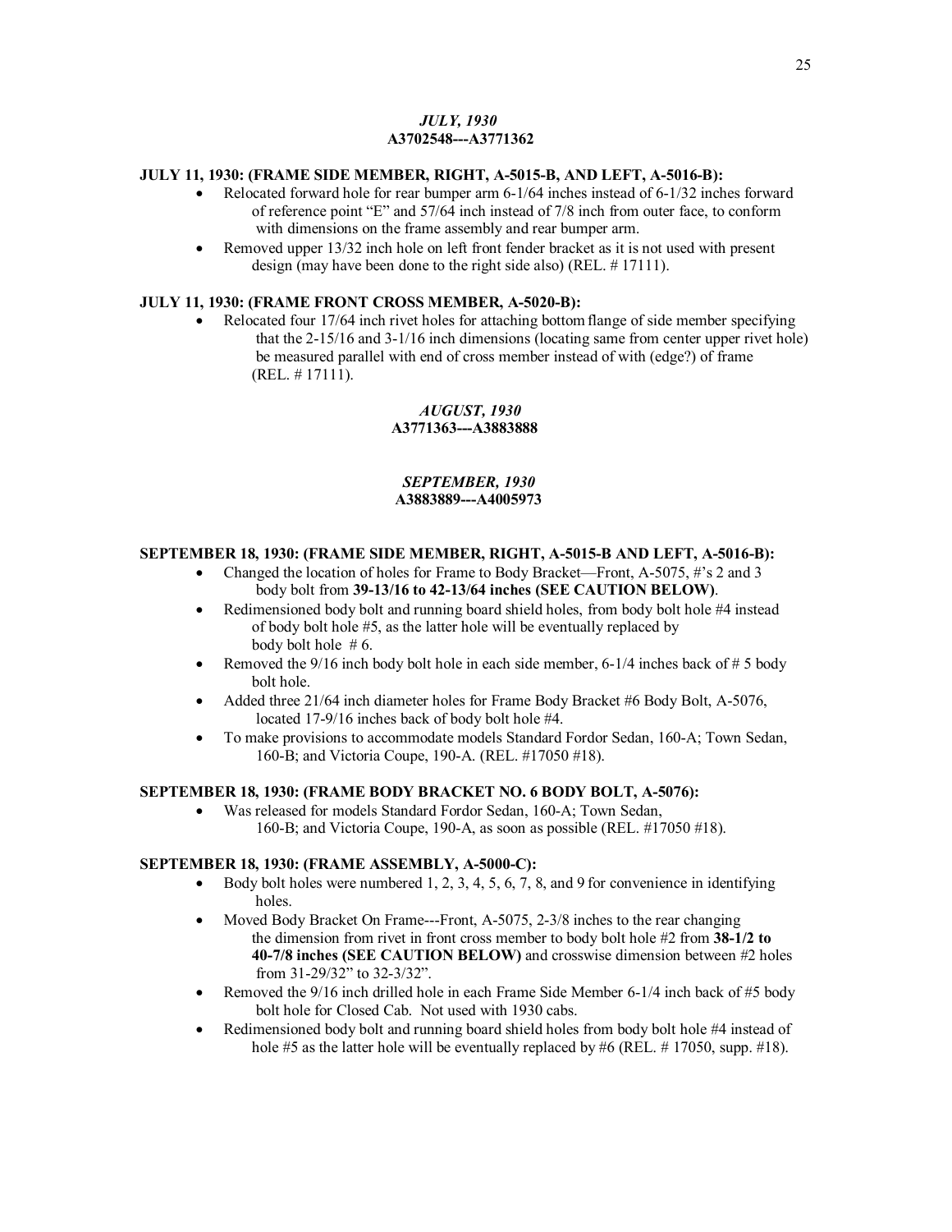### *JULY, 1930*
### A3702548---A3771362

**JULY 11, 1930: (FRAME SIDE MEMBER, RIGHT, A-5015-B, AND LEFT, A-5016-B):**

- Relocated forward hole for rear bumper arm 6-1/64 inches instead of 6-1/32 inches forward of reference point "E" and 57/64 inch instead of 7/8 inch from outer face, to conform with dimensions on the frame assembly and rear bumper arm.
- Removed upper 13/32 inch hole on left front fender bracket as it is not used with present design (may have been done to the right side also) (REL. # 17111).

**JULY 11, 1930: (FRAME FRONT CROSS MEMBER, A-5020-B):**

- Relocated four 17/64 inch rivet holes for attaching bottom flange of side member specifying that the 2-15/16 and 3-1/16 inch dimensions (locating same from center upper rivet hole) be measured parallel with end of cross member instead of with (edge?) of frame (REL. # 17111).

### *AUGUST, 1930*
### A3771363---A3883888

### *SEPTEMBER, 1930*
### A3883889---A4005973

**SEPTEMBER 18, 1930: (FRAME SIDE MEMBER, RIGHT, A-5015-B AND LEFT, A-5016-B):**

- Changed the location of holes for Frame to Body Bracket—Front, A-5075, #'s 2 and 3 body bolt from **39-13/16 to 42-13/64 inches (SEE CAUTION BELOW)**.
- Redimensioned body bolt and running board shield holes, from body bolt hole #4 instead of body bolt hole #5, as the latter hole will be eventually replaced by body bolt hole # 6.
- Removed the 9/16 inch body bolt hole in each side member, 6-1/4 inches back of # 5 body bolt hole.
- Added three 21/64 inch diameter holes for Frame Body Bracket #6 Body Bolt, A-5076, located 17-9/16 inches back of body bolt hole #4.
- To make provisions to accommodate models Standard Fordor Sedan, 160-A; Town Sedan, 160-B; and Victoria Coupe, 190-A. (REL. #17050 #18).

**SEPTEMBER 18, 1930: (FRAME BODY BRACKET NO. 6 BODY BOLT, A-5076):**

- Was released for models Standard Fordor Sedan, 160-A; Town Sedan, 160-B; and Victoria Coupe, 190-A, as soon as possible (REL. #17050 #18).

**SEPTEMBER 18, 1930: (FRAME ASSEMBLY, A-5000-C):**

- Body bolt holes were numbered 1, 2, 3, 4, 5, 6, 7, 8, and 9 for convenience in identifying holes.
- Moved Body Bracket On Frame---Front, A-5075, 2-3/8 inches to the rear changing the dimension from rivet in front cross member to body bolt hole #2 from **38-1/2 to 40-7/8 inches (SEE CAUTION BELOW)** and crosswise dimension between #2 holes from 31-29/32" to 32-3/32".
- Removed the 9/16 inch drilled hole in each Frame Side Member 6-1/4 inch back of #5 body bolt hole for Closed Cab. Not used with 1930 cabs.
- Redimensioned body bolt and running board shield holes from body bolt hole #4 instead of hole #5 as the latter hole will be eventually replaced by #6 (REL. # 17050, supp. #18).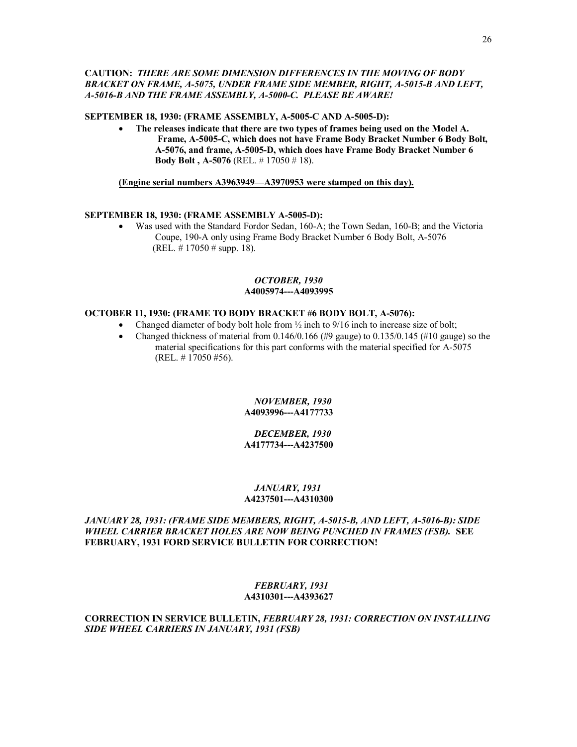**CAUTION:** ***THERE ARE SOME DIMENSION DIFFERENCES IN THE MOVING OF BODY BRACKET ON FRAME, A-5075, UNDER FRAME SIDE MEMBER, RIGHT, A-5015-B AND LEFT, A-5016-B AND THE FRAME ASSEMBLY, A-5000-C. PLEASE BE AWARE!***

**SEPTEMBER 18, 1930: (FRAME ASSEMBLY, A-5005-C AND A-5005-D):**

- **The releases indicate that there are two types of frames being used on the Model A. Frame, A-5005-C, which does not have Frame Body Bracket Number 6 Body Bolt, A-5076, and frame, A-5005-D, which does have Frame Body Bracket Number 6 Body Bolt , A-5076** (REL. # 17050 # 18).

**(Engine serial numbers A3963949—A3970953 were stamped on this day).**

**SEPTEMBER 18, 1930: (FRAME ASSEMBLY A-5005-D):**

- Was used with the Standard Fordor Sedan, 160-A; the Town Sedan, 160-B; and the Victoria Coupe, 190-A only using Frame Body Bracket Number 6 Body Bolt, A-5076 (REL. # 17050 # supp. 18).

***OCTOBER, 1930***
**A4005974---A4093995**

**OCTOBER 11, 1930: (FRAME TO BODY BRACKET #6 BODY BOLT, A-5076):**

- Changed diameter of body bolt hole from ½ inch to 9/16 inch to increase size of bolt;
- Changed thickness of material from 0.146/0.166 (#9 gauge) to 0.135/0.145 (#10 gauge) so the material specifications for this part conforms with the material specified for A-5075 (REL. # 17050 #56).

***NOVEMBER, 1930***
**A4093996---A4177733**

***DECEMBER, 1930***
**A4177734---A4237500**

***JANUARY, 1931***
**A4237501---A4310300**

***JANUARY 28, 1931: (FRAME SIDE MEMBERS, RIGHT, A-5015-B, AND LEFT, A-5016-B): SIDE WHEEL CARRIER BRACKET HOLES ARE NOW BEING PUNCHED IN FRAMES (FSB).*** **SEE FEBRUARY, 1931 FORD SERVICE BULLETIN FOR CORRECTION!**

***FEBRUARY, 1931***
**A4310301---A4393627**

**CORRECTION IN SERVICE BULLETIN,** ***FEBRUARY 28, 1931: CORRECTION ON INSTALLING SIDE WHEEL CARRIERS IN JANUARY, 1931 (FSB)***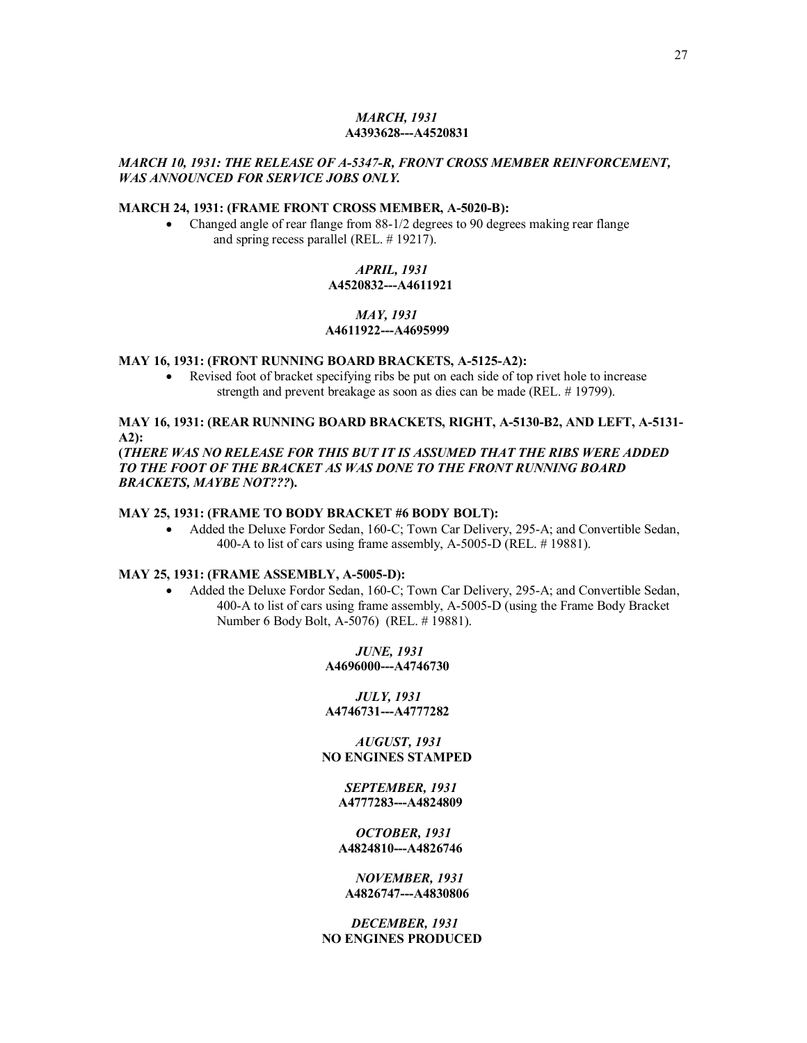*MARCH, 1931*
**A4393628---A4520831**

***MARCH 10, 1931: THE RELEASE OF A-5347-R, FRONT CROSS MEMBER REINFORCEMENT, WAS ANNOUNCED FOR SERVICE JOBS ONLY.***

**MARCH 24, 1931: (FRAME FRONT CROSS MEMBER, A-5020-B):**

- Changed angle of rear flange from 88-1/2 degrees to 90 degrees making rear flange and spring recess parallel (REL. # 19217).

*APRIL, 1931*
**A4520832---A4611921**

*MAY, 1931*
**A4611922---A4695999**

**MAY 16, 1931: (FRONT RUNNING BOARD BRACKETS, A-5125-A2):**

- Revised foot of bracket specifying ribs be put on each side of top rivet hole to increase strength and prevent breakage as soon as dies can be made (REL. # 19799).

**MAY 16, 1931: (REAR RUNNING BOARD BRACKETS, RIGHT, A-5130-B2, AND LEFT, A-5131-A2):**
**(*THERE WAS NO RELEASE FOR THIS BUT IT IS ASSUMED THAT THE RIBS WERE ADDED TO THE FOOT OF THE BRACKET AS WAS DONE TO THE FRONT RUNNING BOARD BRACKETS, MAYBE NOT???*).**

**MAY 25, 1931: (FRAME TO BODY BRACKET #6 BODY BOLT):**

- Added the Deluxe Fordor Sedan, 160-C; Town Car Delivery, 295-A; and Convertible Sedan, 400-A to list of cars using frame assembly, A-5005-D (REL. # 19881).

**MAY 25, 1931: (FRAME ASSEMBLY, A-5005-D):**

- Added the Deluxe Fordor Sedan, 160-C; Town Car Delivery, 295-A; and Convertible Sedan, 400-A to list of cars using frame assembly, A-5005-D (using the Frame Body Bracket Number 6 Body Bolt, A-5076) (REL. # 19881).

*JUNE, 1931*
**A4696000---A4746730**

*JULY, 1931*
**A4746731---A4777282**

*AUGUST, 1931*
**NO ENGINES STAMPED**

*SEPTEMBER, 1931*
**A4777283---A4824809**

*OCTOBER, 1931*
**A4824810---A4826746**

*NOVEMBER, 1931*
**A4826747---A4830806**

*DECEMBER, 1931*
**NO ENGINES PRODUCED**